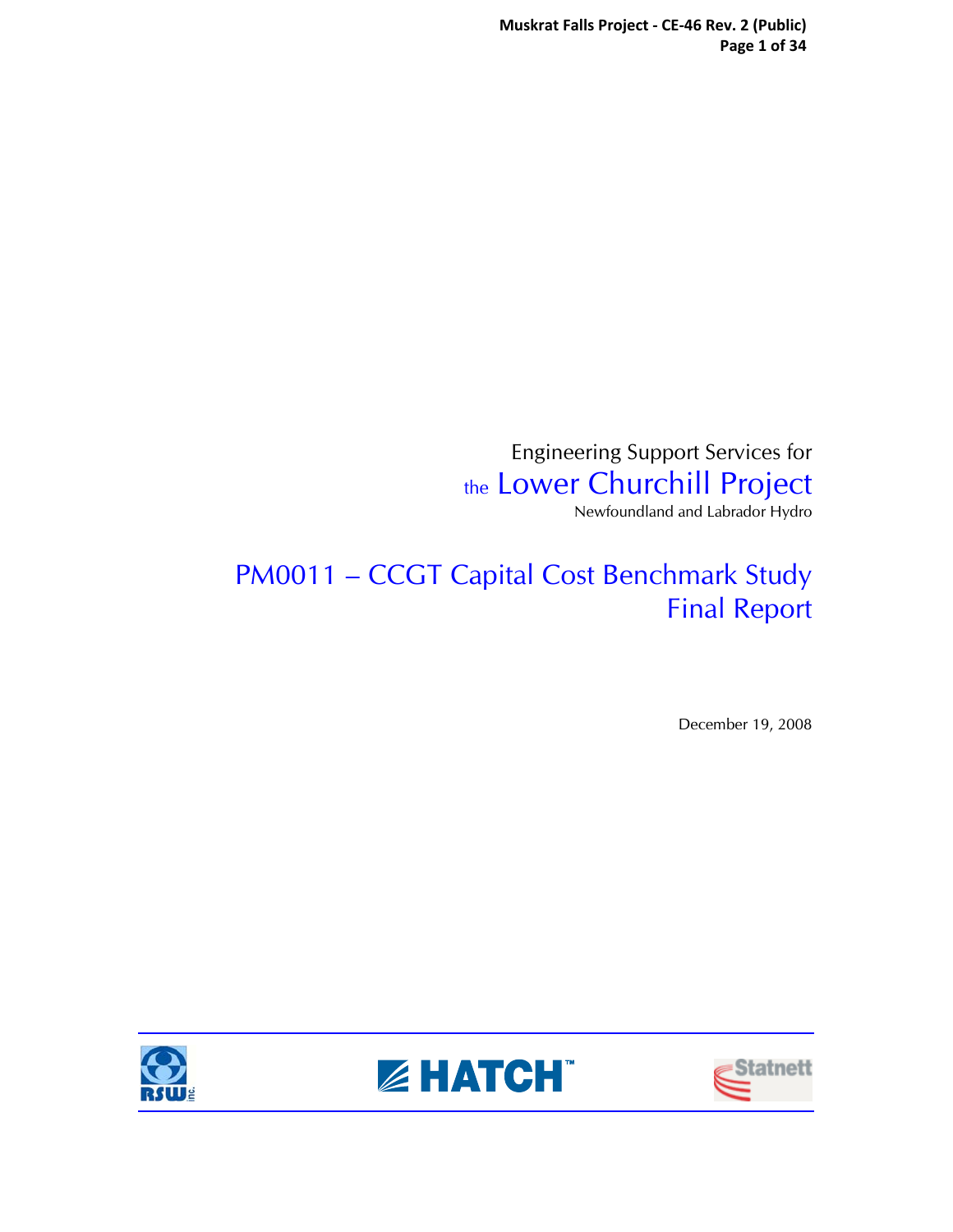Engineering Support Services for

# the Lower Churchill Project

Newfoundland and Labrador Hydro

# PM0011 – CCGT Capital Cost Benchmark Study Final Report

December 19, 2008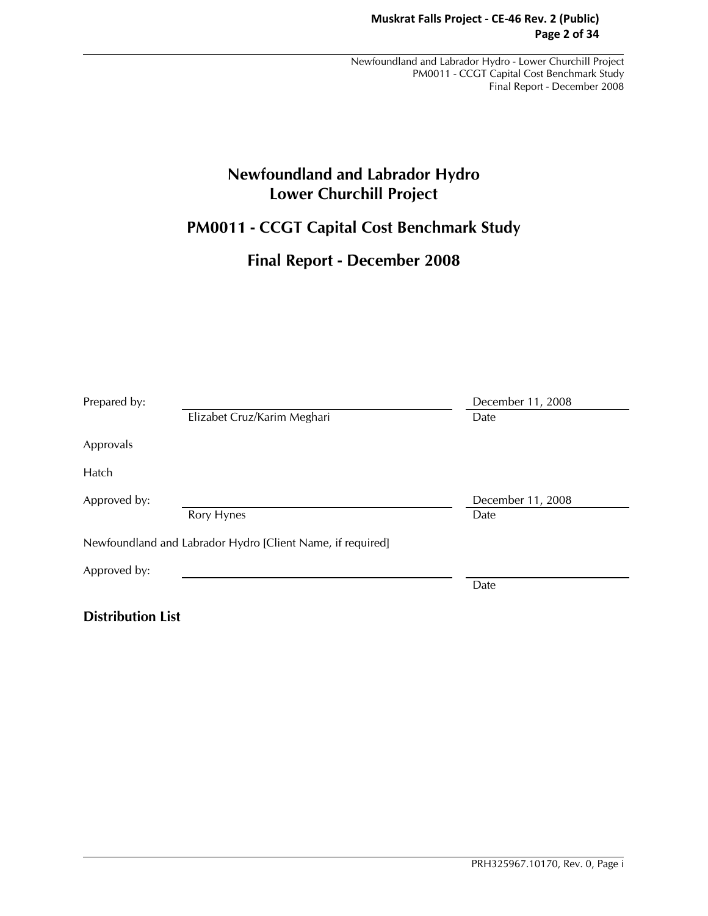# Newfoundland and Labrador Hydro
# Lower Churchill Project

## PM0011 - CCGT Capital Cost Benchmark Study

## Final Report - December 2008

| Prepared by: | | December 11, 2008 |
|---|---|---|
| | Elizabet Cruz/Karim Meghari | Date |

Approvals

Hatch

| Approved by: | | December 11, 2008 |
|---|---|---|
| | Rory Hynes | Date |

Newfoundland and Labrador Hydro [Client Name, if required]

| Approved by: | | |
|---|---|---|
| | | Date |

**Distribution List**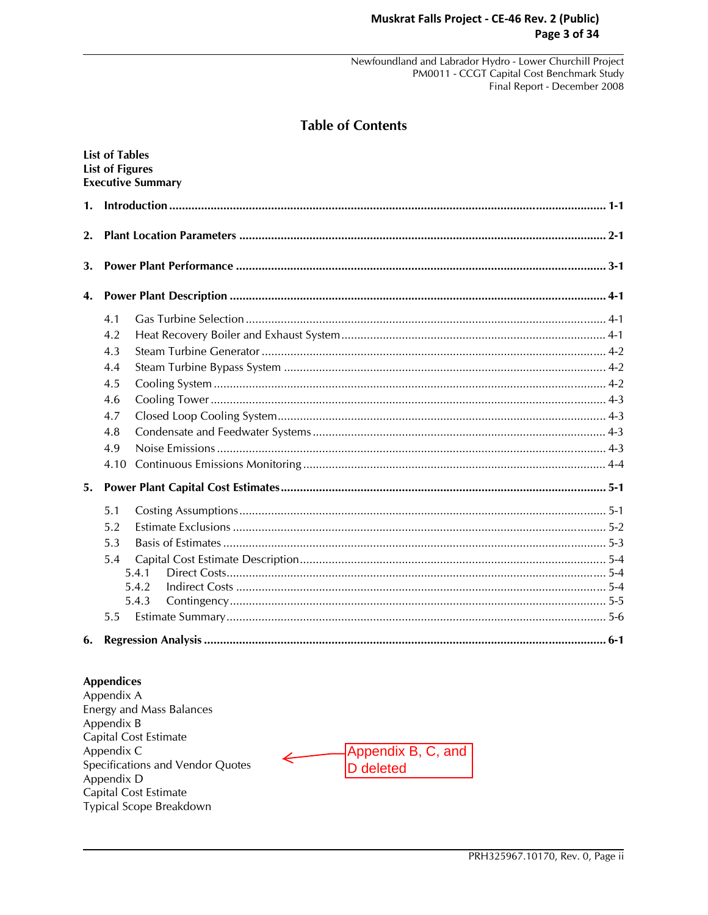# Table of Contents

**List of Tables**
**List of Figures**
**Executive Summary**

**1. Introduction .......... 1-1**

**2. Plant Location Parameters .......... 2-1**

**3. Power Plant Performance .......... 3-1**

**4. Power Plant Description .......... 4-1**

- 4.1 Gas Turbine Selection .......... 4-1
- 4.2 Heat Recovery Boiler and Exhaust System .......... 4-1
- 4.3 Steam Turbine Generator .......... 4-2
- 4.4 Steam Turbine Bypass System .......... 4-2
- 4.5 Cooling System .......... 4-2
- 4.6 Cooling Tower .......... 4-3
- 4.7 Closed Loop Cooling System .......... 4-3
- 4.8 Condensate and Feedwater Systems .......... 4-3
- 4.9 Noise Emissions .......... 4-3
- 4.10 Continuous Emissions Monitoring .......... 4-4

**5. Power Plant Capital Cost Estimates .......... 5-1**

- 5.1 Costing Assumptions .......... 5-1
- 5.2 Estimate Exclusions .......... 5-2
- 5.3 Basis of Estimates .......... 5-3
- 5.4 Capital Cost Estimate Description .......... 5-4
  - 5.4.1 Direct Costs .......... 5-4
  - 5.4.2 Indirect Costs .......... 5-4
  - 5.4.3 Contingency .......... 5-5
- 5.5 Estimate Summary .......... 5-6

**6. Regression Analysis .......... 6-1**

**Appendices**

Appendix A
Energy and Mass Balances
Appendix B
Capital Cost Estimate
Appendix C
Specifications and Vendor Quotes
Appendix D
Capital Cost Estimate
Typical Scope Breakdown

Appendix B, C, and D deleted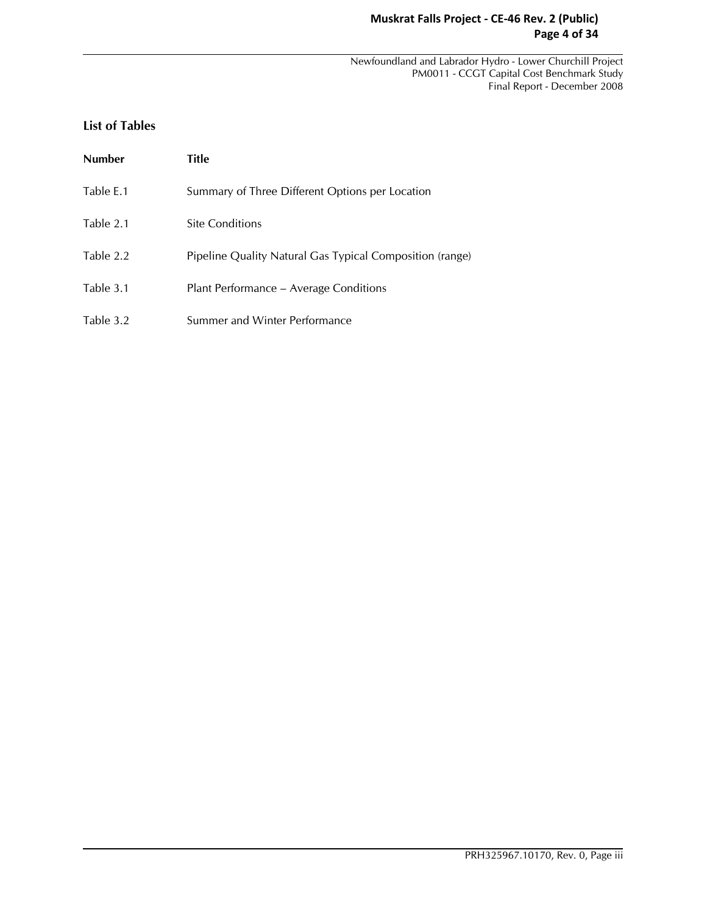## List of Tables

| Number | Title |
|---|---|
| Table E.1 | Summary of Three Different Options per Location |
| Table 2.1 | Site Conditions |
| Table 2.2 | Pipeline Quality Natural Gas Typical Composition (range) |
| Table 3.1 | Plant Performance – Average Conditions |
| Table 3.2 | Summer and Winter Performance |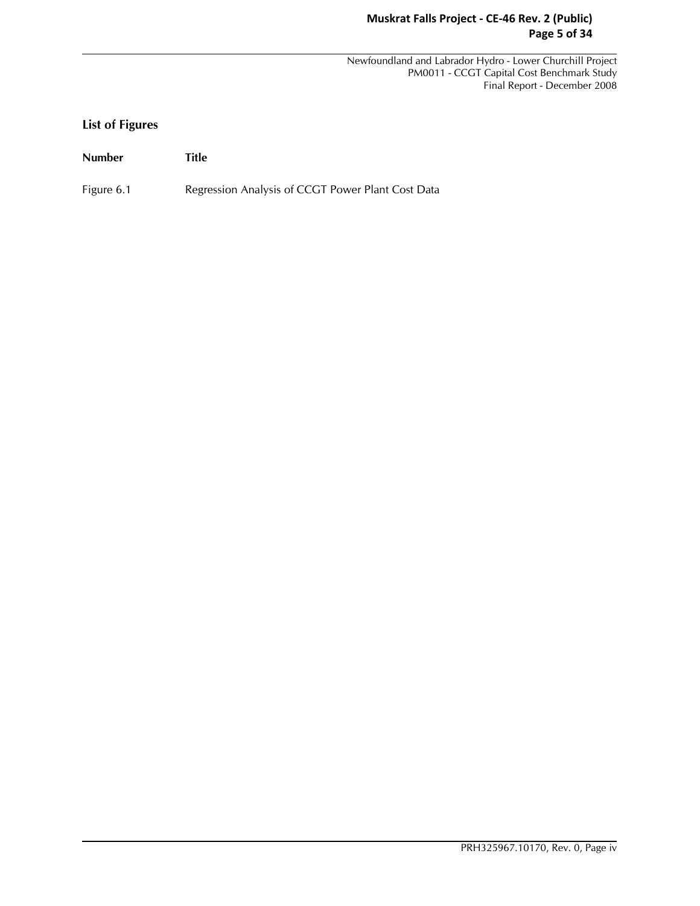## List of Figures

| Number | Title |
|---|---|
| Figure 6.1 | Regression Analysis of CCGT Power Plant Cost Data |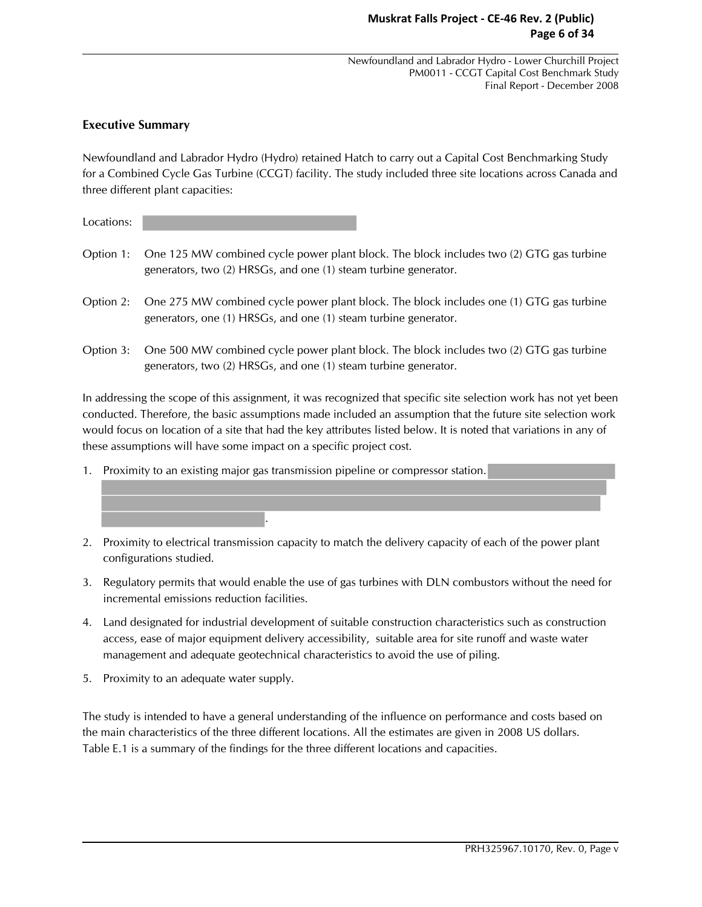## Executive Summary

Newfoundland and Labrador Hydro (Hydro) retained Hatch to carry out a Capital Cost Benchmarking Study for a Combined Cycle Gas Turbine (CCGT) facility. The study included three site locations across Canada and three different plant capacities:

Locations:

Option 1: One 125 MW combined cycle power plant block. The block includes two (2) GTG gas turbine generators, two (2) HRSGs, and one (1) steam turbine generator.

Option 2: One 275 MW combined cycle power plant block. The block includes one (1) GTG gas turbine generators, one (1) HRSGs, and one (1) steam turbine generator.

Option 3: One 500 MW combined cycle power plant block. The block includes two (2) GTG gas turbine generators, two (2) HRSGs, and one (1) steam turbine generator.

In addressing the scope of this assignment, it was recognized that specific site selection work has not yet been conducted. Therefore, the basic assumptions made included an assumption that the future site selection work would focus on location of a site that had the key attributes listed below. It is noted that variations in any of these assumptions will have some impact on a specific project cost.

1. Proximity to an existing major gas transmission pipeline or compressor station. .
2. Proximity to electrical transmission capacity to match the delivery capacity of each of the power plant configurations studied.
3. Regulatory permits that would enable the use of gas turbines with DLN combustors without the need for incremental emissions reduction facilities.
4. Land designated for industrial development of suitable construction characteristics such as construction access, ease of major equipment delivery accessibility, suitable area for site runoff and waste water management and adequate geotechnical characteristics to avoid the use of piling.
5. Proximity to an adequate water supply.

The study is intended to have a general understanding of the influence on performance and costs based on the main characteristics of the three different locations. All the estimates are given in 2008 US dollars. Table E.1 is a summary of the findings for the three different locations and capacities.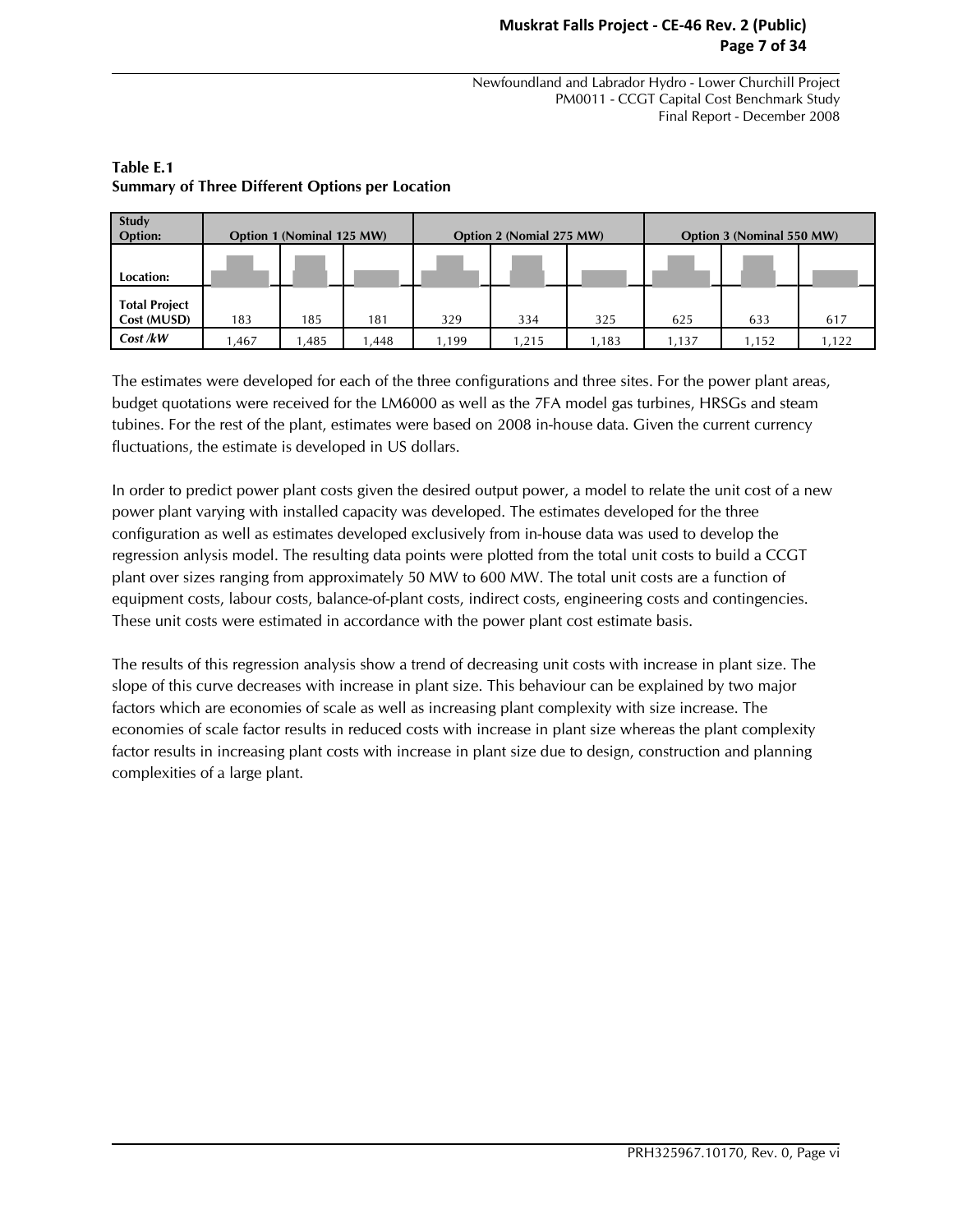Newfoundland and Labrador Hydro - Lower Churchill Project
PM0011 - CCGT Capital Cost Benchmark Study
Final Report - December 2008

**Table E.1**
**Summary of Three Different Options per Location**

| Study Option: | Option 1 (Nominal 125 MW) | | | Option 2 (Nomial 275 MW) | | | Option 3 (Nominal 550 MW) | | |
|---|---|---|---|---|---|---|---|---|---|
| Location: | | | | | | | | | |
| Total Project Cost (MUSD) | 183 | 185 | 181 | 329 | 334 | 325 | 625 | 633 | 617 |
| *Cost /kW* | 1,467 | 1,485 | 1,448 | 1,199 | 1,215 | 1,183 | 1,137 | 1,152 | 1,122 |

The estimates were developed for each of the three configurations and three sites. For the power plant areas, budget quotations were received for the LM6000 as well as the 7FA model gas turbines, HRSGs and steam tubines. For the rest of the plant, estimates were based on 2008 in-house data. Given the current currency fluctuations, the estimate is developed in US dollars.

In order to predict power plant costs given the desired output power, a model to relate the unit cost of a new power plant varying with installed capacity was developed. The estimates developed for the three configuration as well as estimates developed exclusively from in-house data was used to develop the regression anlysis model. The resulting data points were plotted from the total unit costs to build a CCGT plant over sizes ranging from approximately 50 MW to 600 MW. The total unit costs are a function of equipment costs, labour costs, balance-of-plant costs, indirect costs, engineering costs and contingencies. These unit costs were estimated in accordance with the power plant cost estimate basis.

The results of this regression analysis show a trend of decreasing unit costs with increase in plant size. The slope of this curve decreases with increase in plant size. This behaviour can be explained by two major factors which are economies of scale as well as increasing plant complexity with size increase. The economies of scale factor results in reduced costs with increase in plant size whereas the plant complexity factor results in increasing plant costs with increase in plant size due to design, construction and planning complexities of a large plant.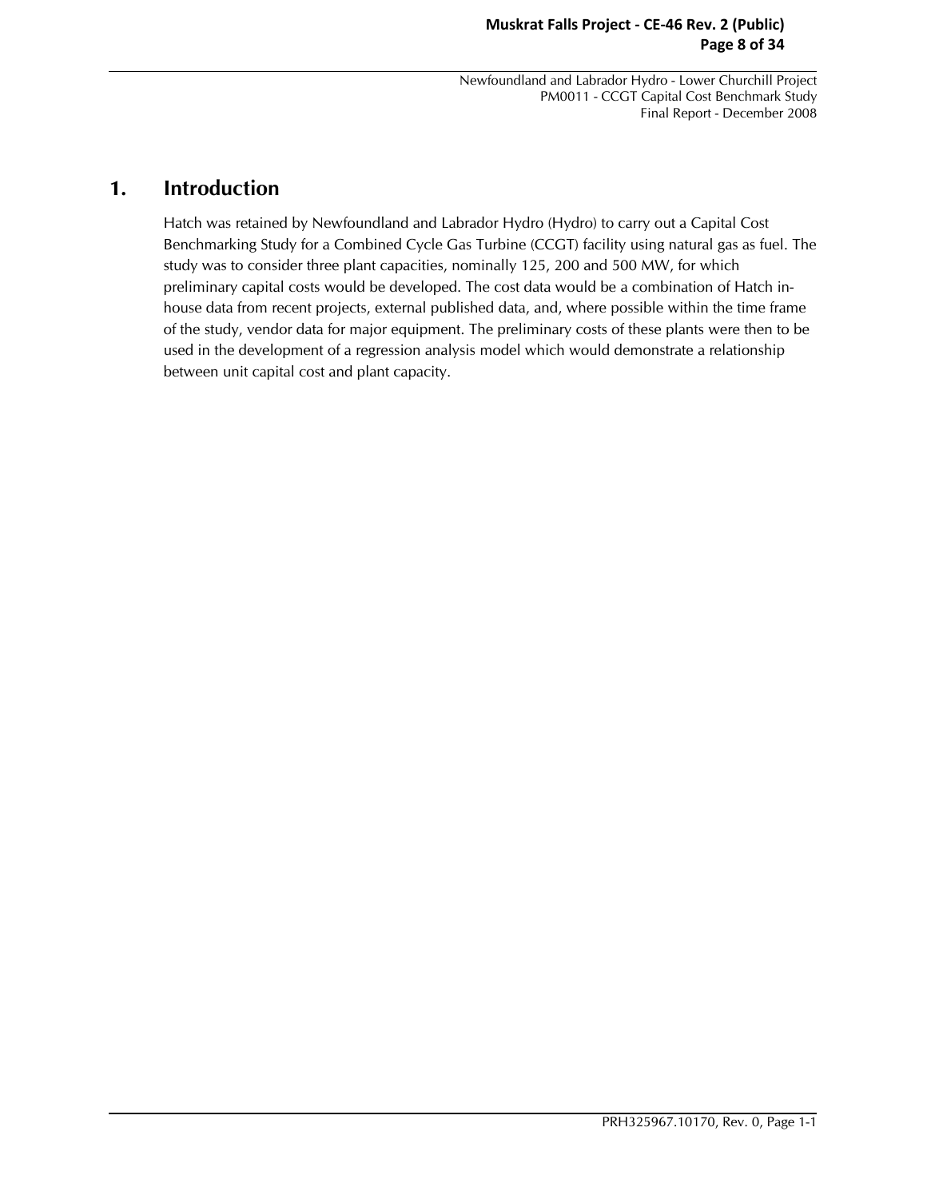# 1. Introduction

Hatch was retained by Newfoundland and Labrador Hydro (Hydro) to carry out a Capital Cost Benchmarking Study for a Combined Cycle Gas Turbine (CCGT) facility using natural gas as fuel. The study was to consider three plant capacities, nominally 125, 200 and 500 MW, for which preliminary capital costs would be developed. The cost data would be a combination of Hatch in-house data from recent projects, external published data, and, where possible within the time frame of the study, vendor data for major equipment. The preliminary costs of these plants were then to be used in the development of a regression analysis model which would demonstrate a relationship between unit capital cost and plant capacity.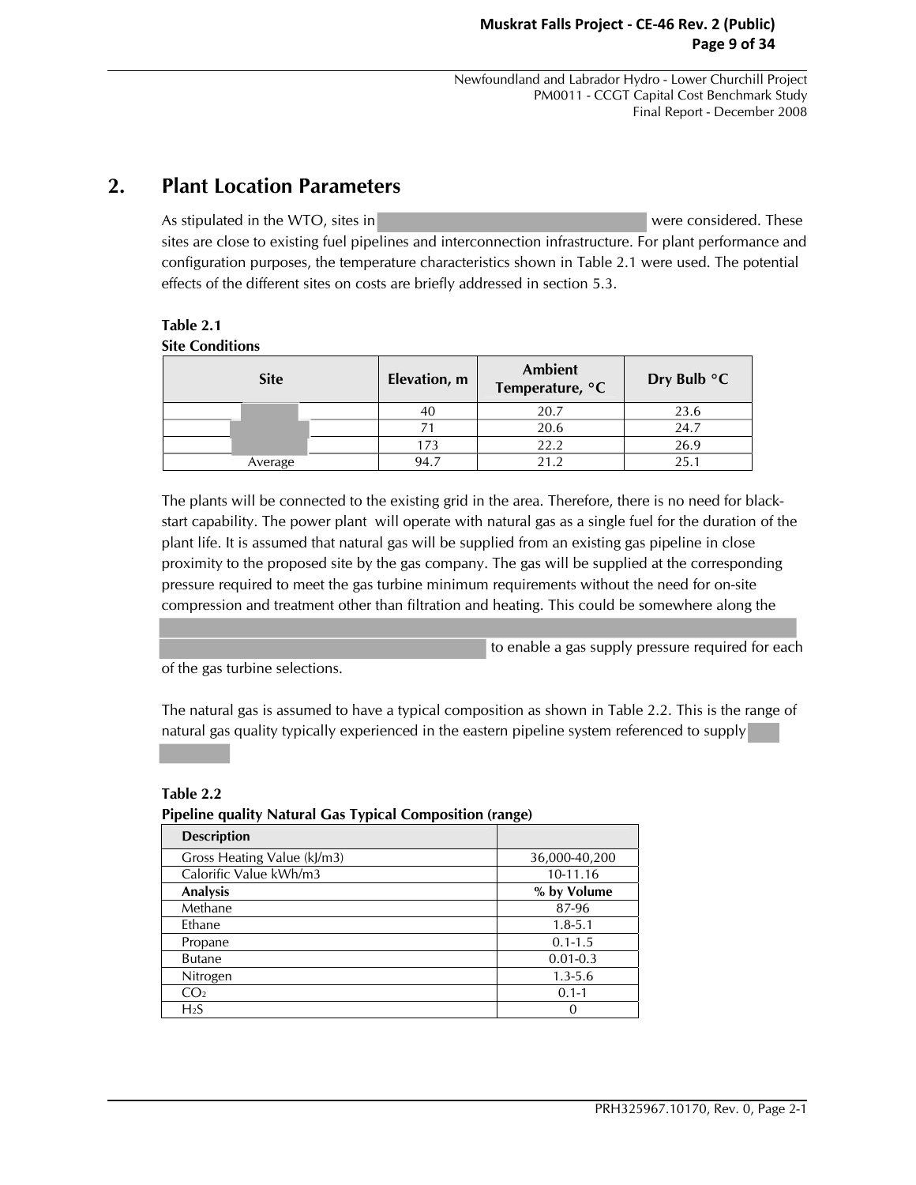## 2. Plant Location Parameters

As stipulated in the WTO, sites in were considered. These sites are close to existing fuel pipelines and interconnection infrastructure. For plant performance and configuration purposes, the temperature characteristics shown in Table 2.1 were used. The potential effects of the different sites on costs are briefly addressed in section 5.3.

**Table 2.1**
**Site Conditions**

| Site | Elevation, m | Ambient Temperature, °C | Dry Bulb °C |
|---|---|---|---|
| | 40 | 20.7 | 23.6 |
| | 71 | 20.6 | 24.7 |
| | 173 | 22.2 | 26.9 |
| Average | 94.7 | 21.2 | 25.1 |

The plants will be connected to the existing grid in the area. Therefore, there is no need for black-start capability. The power plant will operate with natural gas as a single fuel for the duration of the plant life. It is assumed that natural gas will be supplied from an existing gas pipeline in close proximity to the proposed site by the gas company. The gas will be supplied at the corresponding pressure required to meet the gas turbine minimum requirements without the need for on-site compression and treatment other than filtration and heating. This could be somewhere along the to enable a gas supply pressure required for each of the gas turbine selections.

The natural gas is assumed to have a typical composition as shown in Table 2.2. This is the range of natural gas quality typically experienced in the eastern pipeline system referenced to supply

**Table 2.2**
**Pipeline quality Natural Gas Typical Composition (range)**

| Description | |
|---|---|
| Gross Heating Value (kJ/m3) | 36,000-40,200 |
| Calorific Value kWh/m3 | 10-11.16 |
| **Analysis** | **% by Volume** |
| Methane | 87-96 |
| Ethane | 1.8-5.1 |
| Propane | 0.1-1.5 |
| Butane | 0.01-0.3 |
| Nitrogen | 1.3-5.6 |
| $CO_2$ | 0.1-1 |
| $H_2S$ | 0 |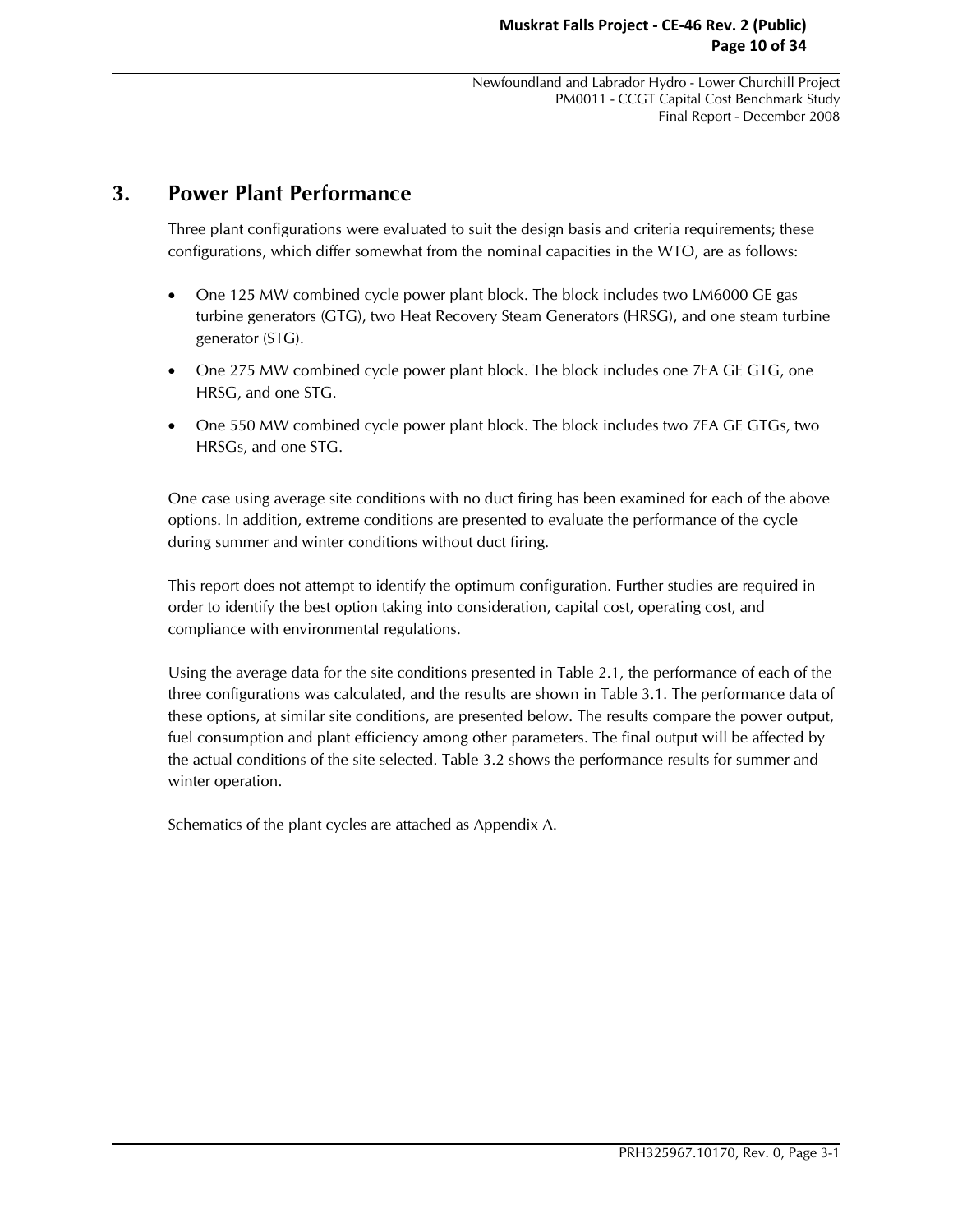## 3. Power Plant Performance

Three plant configurations were evaluated to suit the design basis and criteria requirements; these configurations, which differ somewhat from the nominal capacities in the WTO, are as follows:

- One 125 MW combined cycle power plant block. The block includes two LM6000 GE gas turbine generators (GTG), two Heat Recovery Steam Generators (HRSG), and one steam turbine generator (STG).
- One 275 MW combined cycle power plant block. The block includes one 7FA GE GTG, one HRSG, and one STG.
- One 550 MW combined cycle power plant block. The block includes two 7FA GE GTGs, two HRSGs, and one STG.

One case using average site conditions with no duct firing has been examined for each of the above options. In addition, extreme conditions are presented to evaluate the performance of the cycle during summer and winter conditions without duct firing.

This report does not attempt to identify the optimum configuration. Further studies are required in order to identify the best option taking into consideration, capital cost, operating cost, and compliance with environmental regulations.

Using the average data for the site conditions presented in Table 2.1, the performance of each of the three configurations was calculated, and the results are shown in Table 3.1. The performance data of these options, at similar site conditions, are presented below. The results compare the power output, fuel consumption and plant efficiency among other parameters. The final output will be affected by the actual conditions of the site selected. Table 3.2 shows the performance results for summer and winter operation.

Schematics of the plant cycles are attached as Appendix A.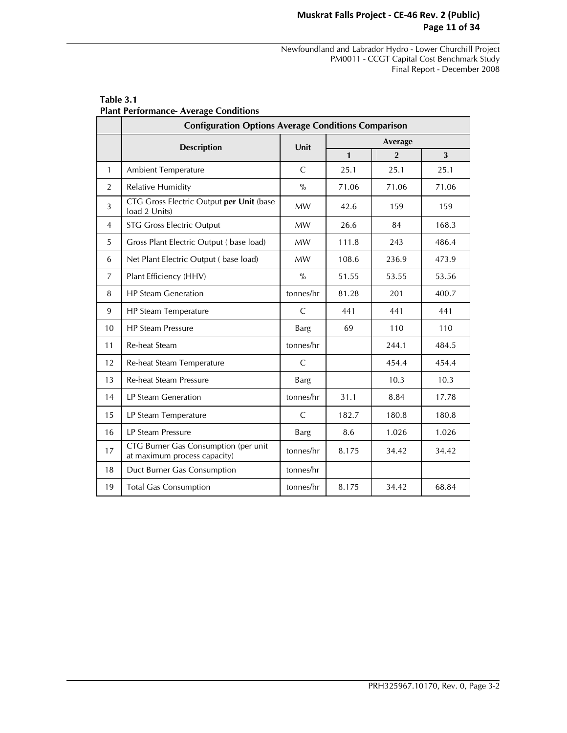**Table 3.1**
**Plant Performance- Average Conditions**

| | Configuration Options Average Conditions Comparison | | | | |
|---|---|---|---|---|---|
| | **Description** | **Unit** | **Average** | | |
| | | | **1** | **2** | **3** |
| 1 | Ambient Temperature | C | 25.1 | 25.1 | 25.1 |
| 2 | Relative Humidity | % | 71.06 | 71.06 | 71.06 |
| 3 | CTG Gross Electric Output **per Unit** (base load 2 Units) | MW | 42.6 | 159 | 159 |
| 4 | STG Gross Electric Output | MW | 26.6 | 84 | 168.3 |
| 5 | Gross Plant Electric Output ( base load) | MW | 111.8 | 243 | 486.4 |
| 6 | Net Plant Electric Output ( base load) | MW | 108.6 | 236.9 | 473.9 |
| 7 | Plant Efficiency (HHV) | % | 51.55 | 53.55 | 53.56 |
| 8 | HP Steam Generation | tonnes/hr | 81.28 | 201 | 400.7 |
| 9 | HP Steam Temperature | C | 441 | 441 | 441 |
| 10 | HP Steam Pressure | Barg | 69 | 110 | 110 |
| 11 | Re-heat Steam | tonnes/hr | | 244.1 | 484.5 |
| 12 | Re-heat Steam Temperature | C | | 454.4 | 454.4 |
| 13 | Re-heat Steam Pressure | Barg | | 10.3 | 10.3 |
| 14 | LP Steam Generation | tonnes/hr | 31.1 | 8.84 | 17.78 |
| 15 | LP Steam Temperature | C | 182.7 | 180.8 | 180.8 |
| 16 | LP Steam Pressure | Barg | 8.6 | 1.026 | 1.026 |
| 17 | CTG Burner Gas Consumption (per unit at maximum process capacity) | tonnes/hr | 8.175 | 34.42 | 34.42 |
| 18 | Duct Burner Gas Consumption | tonnes/hr | | | |
| 19 | Total Gas Consumption | tonnes/hr | 8.175 | 34.42 | 68.84 |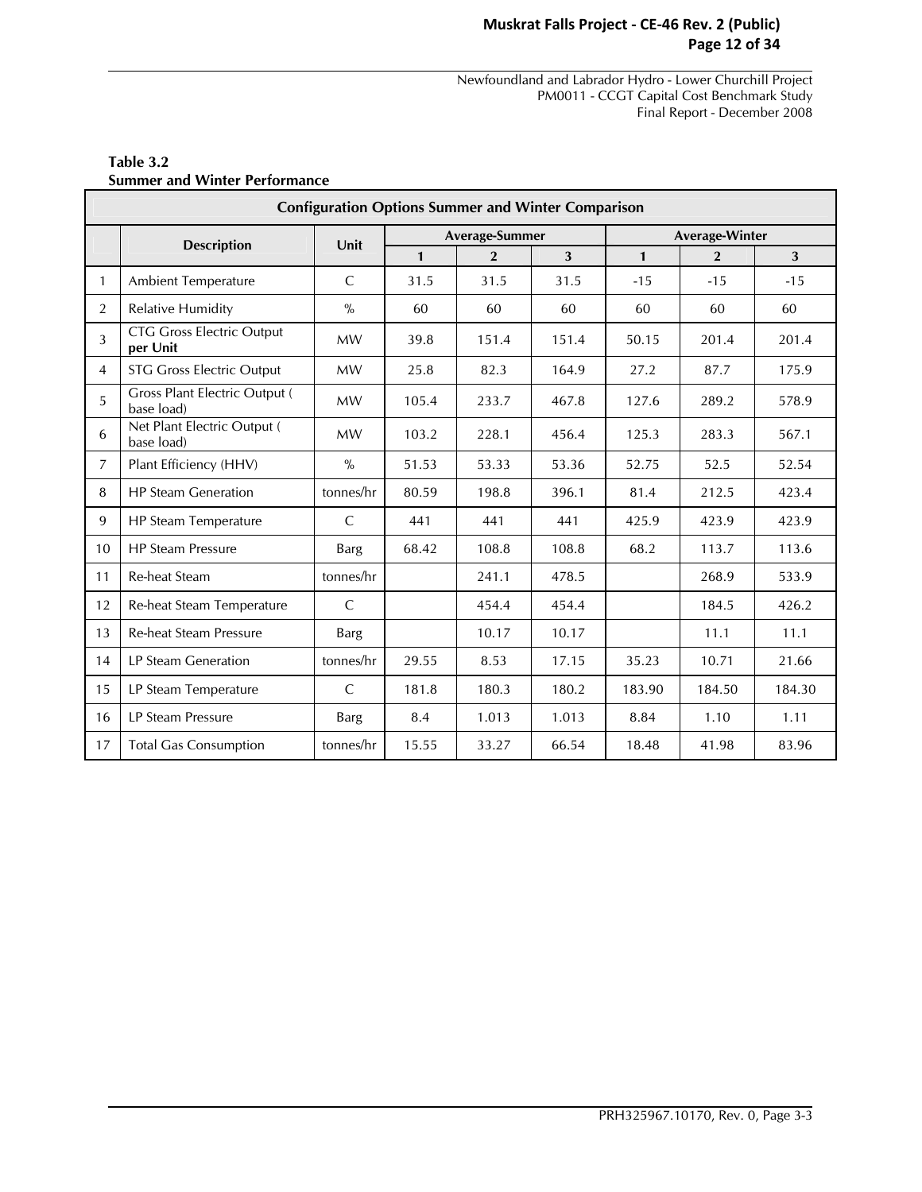**Table 3.2**
**Summer and Winter Performance**

| | Description | Unit | Average-Summer | | | Average-Winter | | |
|---|---|---|---|---|---|---|---|---|
| | | | 1 | 2 | 3 | 1 | 2 | 3 |
| 1 | Ambient Temperature | C | 31.5 | 31.5 | 31.5 | -15 | -15 | -15 |
| 2 | Relative Humidity | % | 60 | 60 | 60 | 60 | 60 | 60 |
| 3 | CTG Gross Electric Output **per Unit** | MW | 39.8 | 151.4 | 151.4 | 50.15 | 201.4 | 201.4 |
| 4 | STG Gross Electric Output | MW | 25.8 | 82.3 | 164.9 | 27.2 | 87.7 | 175.9 |
| 5 | Gross Plant Electric Output ( base load) | MW | 105.4 | 233.7 | 467.8 | 127.6 | 289.2 | 578.9 |
| 6 | Net Plant Electric Output ( base load) | MW | 103.2 | 228.1 | 456.4 | 125.3 | 283.3 | 567.1 |
| 7 | Plant Efficiency (HHV) | % | 51.53 | 53.33 | 53.36 | 52.75 | 52.5 | 52.54 |
| 8 | HP Steam Generation | tonnes/hr | 80.59 | 198.8 | 396.1 | 81.4 | 212.5 | 423.4 |
| 9 | HP Steam Temperature | C | 441 | 441 | 441 | 425.9 | 423.9 | 423.9 |
| 10 | HP Steam Pressure | Barg | 68.42 | 108.8 | 108.8 | 68.2 | 113.7 | 113.6 |
| 11 | Re-heat Steam | tonnes/hr | | 241.1 | 478.5 | | 268.9 | 533.9 |
| 12 | Re-heat Steam Temperature | C | | 454.4 | 454.4 | | 184.5 | 426.2 |
| 13 | Re-heat Steam Pressure | Barg | | 10.17 | 10.17 | | 11.1 | 11.1 |
| 14 | LP Steam Generation | tonnes/hr | 29.55 | 8.53 | 17.15 | 35.23 | 10.71 | 21.66 |
| 15 | LP Steam Temperature | C | 181.8 | 180.3 | 180.2 | 183.90 | 184.50 | 184.30 |
| 16 | LP Steam Pressure | Barg | 8.4 | 1.013 | 1.013 | 8.84 | 1.10 | 1.11 |
| 17 | Total Gas Consumption | tonnes/hr | 15.55 | 33.27 | 66.54 | 18.48 | 41.98 | 83.96 |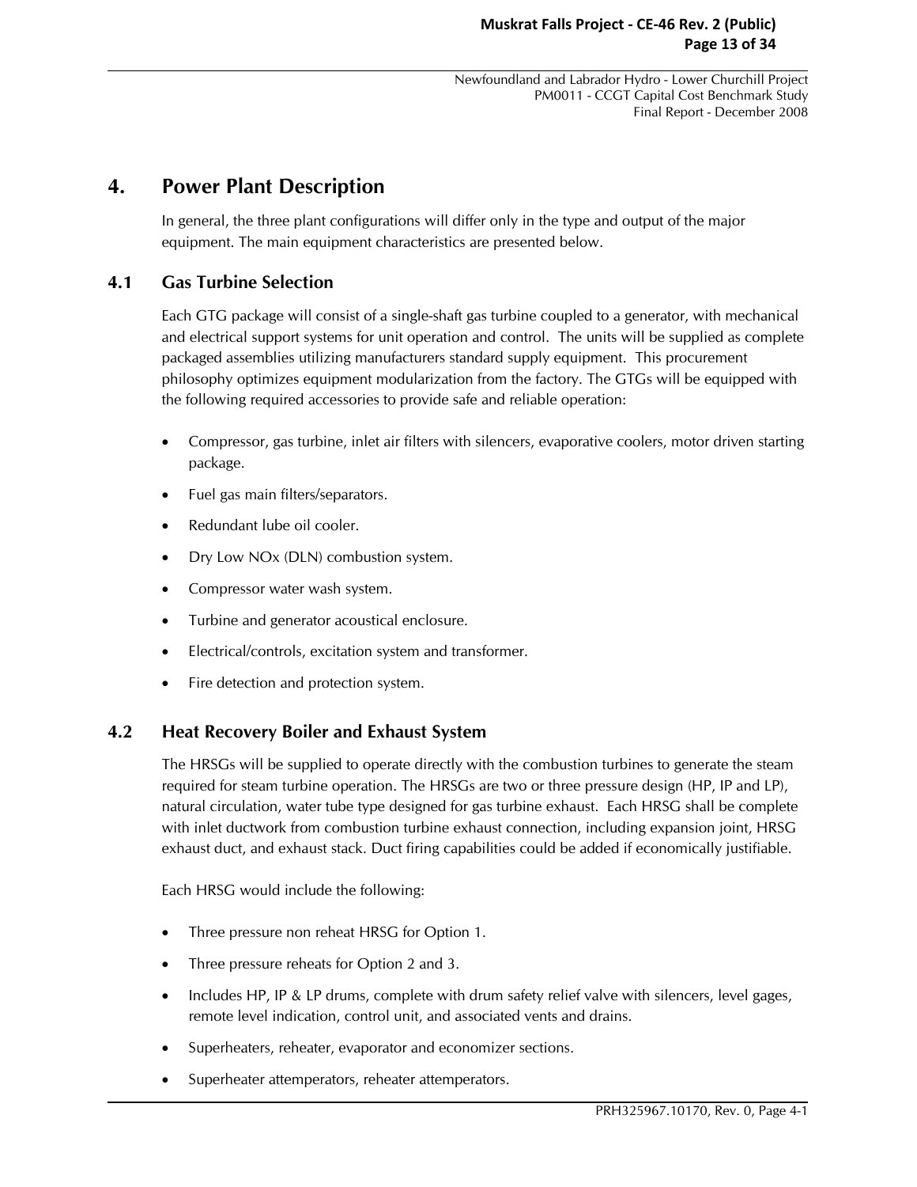# 4. Power Plant Description

In general, the three plant configurations will differ only in the type and output of the major equipment. The main equipment characteristics are presented below.

## 4.1 Gas Turbine Selection

Each GTG package will consist of a single-shaft gas turbine coupled to a generator, with mechanical and electrical support systems for unit operation and control. The units will be supplied as complete packaged assemblies utilizing manufacturers standard supply equipment. This procurement philosophy optimizes equipment modularization from the factory. The GTGs will be equipped with the following required accessories to provide safe and reliable operation:

- Compressor, gas turbine, inlet air filters with silencers, evaporative coolers, motor driven starting package.
- Fuel gas main filters/separators.
- Redundant lube oil cooler.
- Dry Low NOx (DLN) combustion system.
- Compressor water wash system.
- Turbine and generator acoustical enclosure.
- Electrical/controls, excitation system and transformer.
- Fire detection and protection system.

## 4.2 Heat Recovery Boiler and Exhaust System

The HRSGs will be supplied to operate directly with the combustion turbines to generate the steam required for steam turbine operation. The HRSGs are two or three pressure design (HP, IP and LP), natural circulation, water tube type designed for gas turbine exhaust. Each HRSG shall be complete with inlet ductwork from combustion turbine exhaust connection, including expansion joint, HRSG exhaust duct, and exhaust stack. Duct firing capabilities could be added if economically justifiable.

Each HRSG would include the following:

- Three pressure non reheat HRSG for Option 1.
- Three pressure reheats for Option 2 and 3.
- Includes HP, IP & LP drums, complete with drum safety relief valve with silencers, level gages, remote level indication, control unit, and associated vents and drains.
- Superheaters, reheater, evaporator and economizer sections.
- Superheater attemperators, reheater attemperators.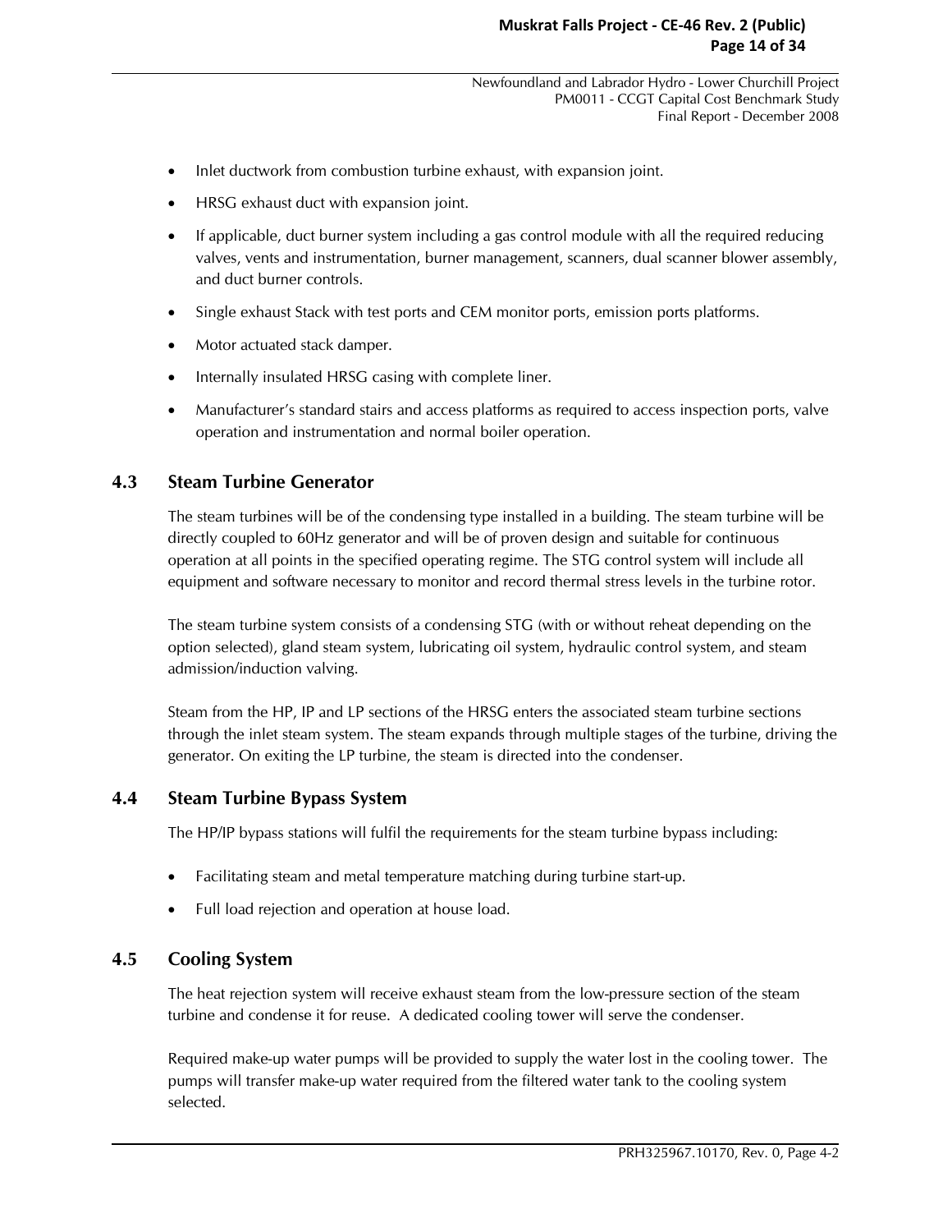- Inlet ductwork from combustion turbine exhaust, with expansion joint.
- HRSG exhaust duct with expansion joint.
- If applicable, duct burner system including a gas control module with all the required reducing valves, vents and instrumentation, burner management, scanners, dual scanner blower assembly, and duct burner controls.
- Single exhaust Stack with test ports and CEM monitor ports, emission ports platforms.
- Motor actuated stack damper.
- Internally insulated HRSG casing with complete liner.
- Manufacturer's standard stairs and access platforms as required to access inspection ports, valve operation and instrumentation and normal boiler operation.

## 4.3 Steam Turbine Generator

The steam turbines will be of the condensing type installed in a building. The steam turbine will be directly coupled to 60Hz generator and will be of proven design and suitable for continuous operation at all points in the specified operating regime. The STG control system will include all equipment and software necessary to monitor and record thermal stress levels in the turbine rotor.

The steam turbine system consists of a condensing STG (with or without reheat depending on the option selected), gland steam system, lubricating oil system, hydraulic control system, and steam admission/induction valving.

Steam from the HP, IP and LP sections of the HRSG enters the associated steam turbine sections through the inlet steam system. The steam expands through multiple stages of the turbine, driving the generator. On exiting the LP turbine, the steam is directed into the condenser.

## 4.4 Steam Turbine Bypass System

The HP/IP bypass stations will fulfil the requirements for the steam turbine bypass including:

- Facilitating steam and metal temperature matching during turbine start-up.
- Full load rejection and operation at house load.

## 4.5 Cooling System

The heat rejection system will receive exhaust steam from the low-pressure section of the steam turbine and condense it for reuse. A dedicated cooling tower will serve the condenser.

Required make-up water pumps will be provided to supply the water lost in the cooling tower. The pumps will transfer make-up water required from the filtered water tank to the cooling system selected.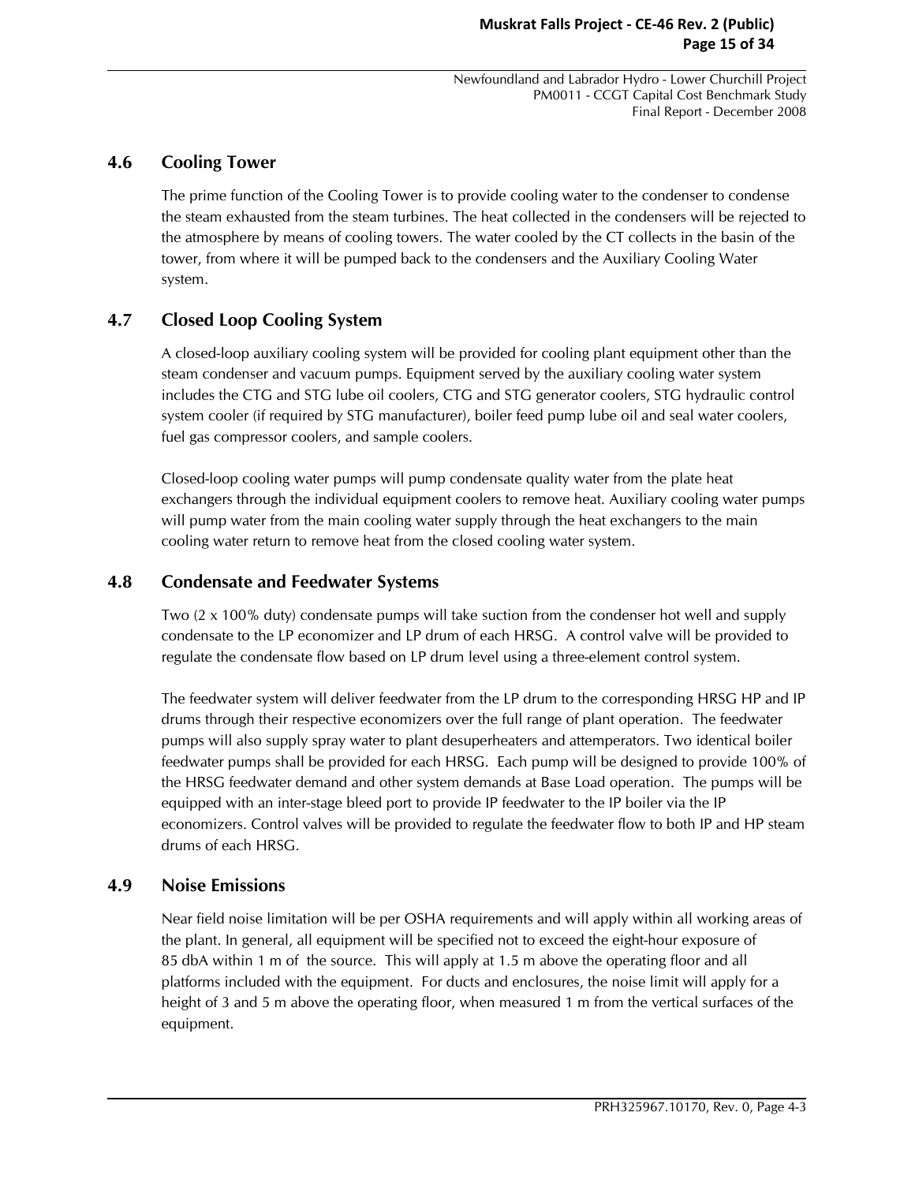## 4.6 Cooling Tower

The prime function of the Cooling Tower is to provide cooling water to the condenser to condense the steam exhausted from the steam turbines. The heat collected in the condensers will be rejected to the atmosphere by means of cooling towers. The water cooled by the CT collects in the basin of the tower, from where it will be pumped back to the condensers and the Auxiliary Cooling Water system.

## 4.7 Closed Loop Cooling System

A closed-loop auxiliary cooling system will be provided for cooling plant equipment other than the steam condenser and vacuum pumps. Equipment served by the auxiliary cooling water system includes the CTG and STG lube oil coolers, CTG and STG generator coolers, STG hydraulic control system cooler (if required by STG manufacturer), boiler feed pump lube oil and seal water coolers, fuel gas compressor coolers, and sample coolers.

Closed-loop cooling water pumps will pump condensate quality water from the plate heat exchangers through the individual equipment coolers to remove heat. Auxiliary cooling water pumps will pump water from the main cooling water supply through the heat exchangers to the main cooling water return to remove heat from the closed cooling water system.

## 4.8 Condensate and Feedwater Systems

Two (2 x 100% duty) condensate pumps will take suction from the condenser hot well and supply condensate to the LP economizer and LP drum of each HRSG. A control valve will be provided to regulate the condensate flow based on LP drum level using a three-element control system.

The feedwater system will deliver feedwater from the LP drum to the corresponding HRSG HP and IP drums through their respective economizers over the full range of plant operation. The feedwater pumps will also supply spray water to plant desuperheaters and attemperators. Two identical boiler feedwater pumps shall be provided for each HRSG. Each pump will be designed to provide 100% of the HRSG feedwater demand and other system demands at Base Load operation. The pumps will be equipped with an inter-stage bleed port to provide IP feedwater to the IP boiler via the IP economizers. Control valves will be provided to regulate the feedwater flow to both IP and HP steam drums of each HRSG.

## 4.9 Noise Emissions

Near field noise limitation will be per OSHA requirements and will apply within all working areas of the plant. In general, all equipment will be specified not to exceed the eight-hour exposure of 85 dbA within 1 m of the source. This will apply at 1.5 m above the operating floor and all platforms included with the equipment. For ducts and enclosures, the noise limit will apply for a height of 3 and 5 m above the operating floor, when measured 1 m from the vertical surfaces of the equipment.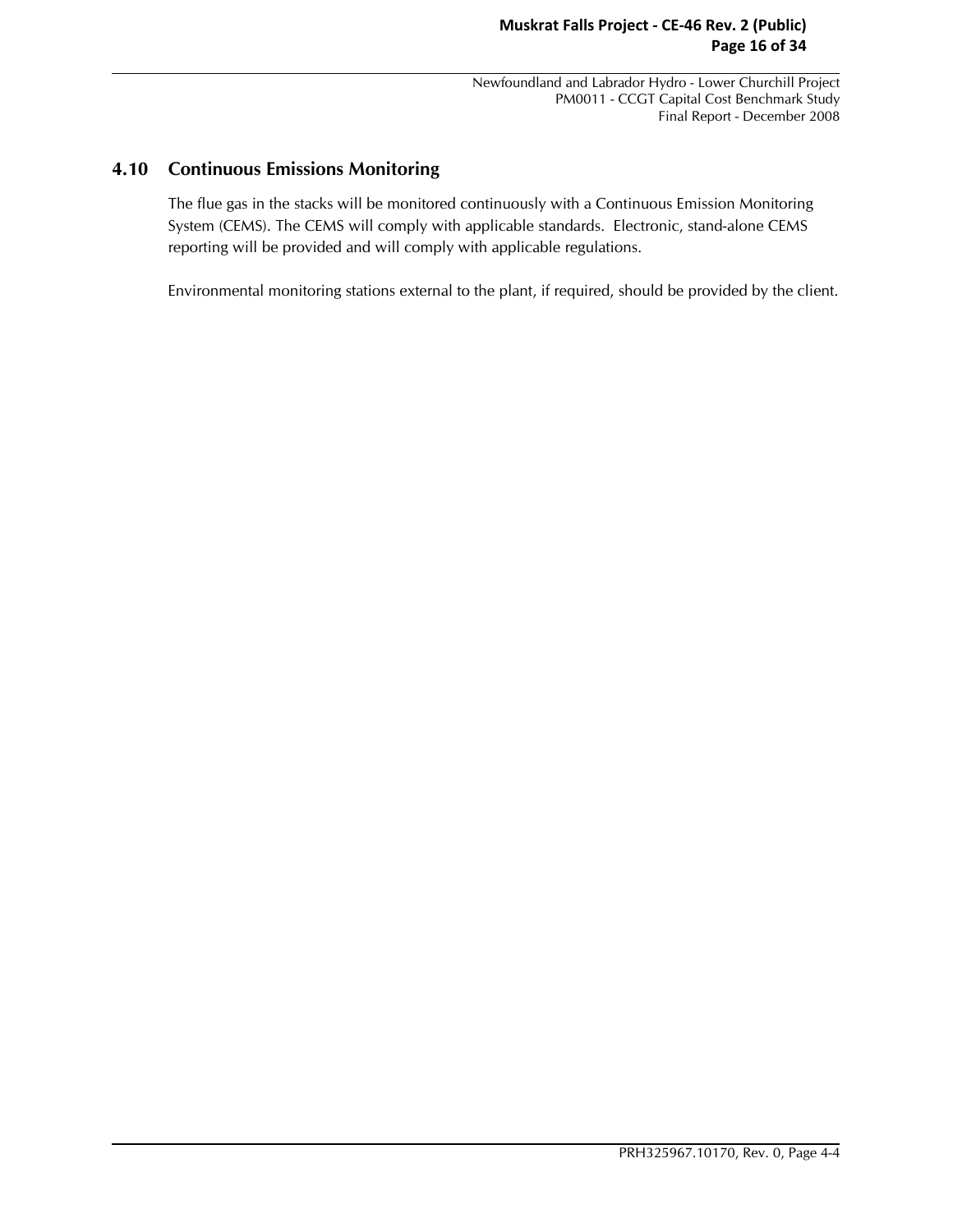## 4.10 Continuous Emissions Monitoring

The flue gas in the stacks will be monitored continuously with a Continuous Emission Monitoring System (CEMS). The CEMS will comply with applicable standards. Electronic, stand-alone CEMS reporting will be provided and will comply with applicable regulations.

Environmental monitoring stations external to the plant, if required, should be provided by the client.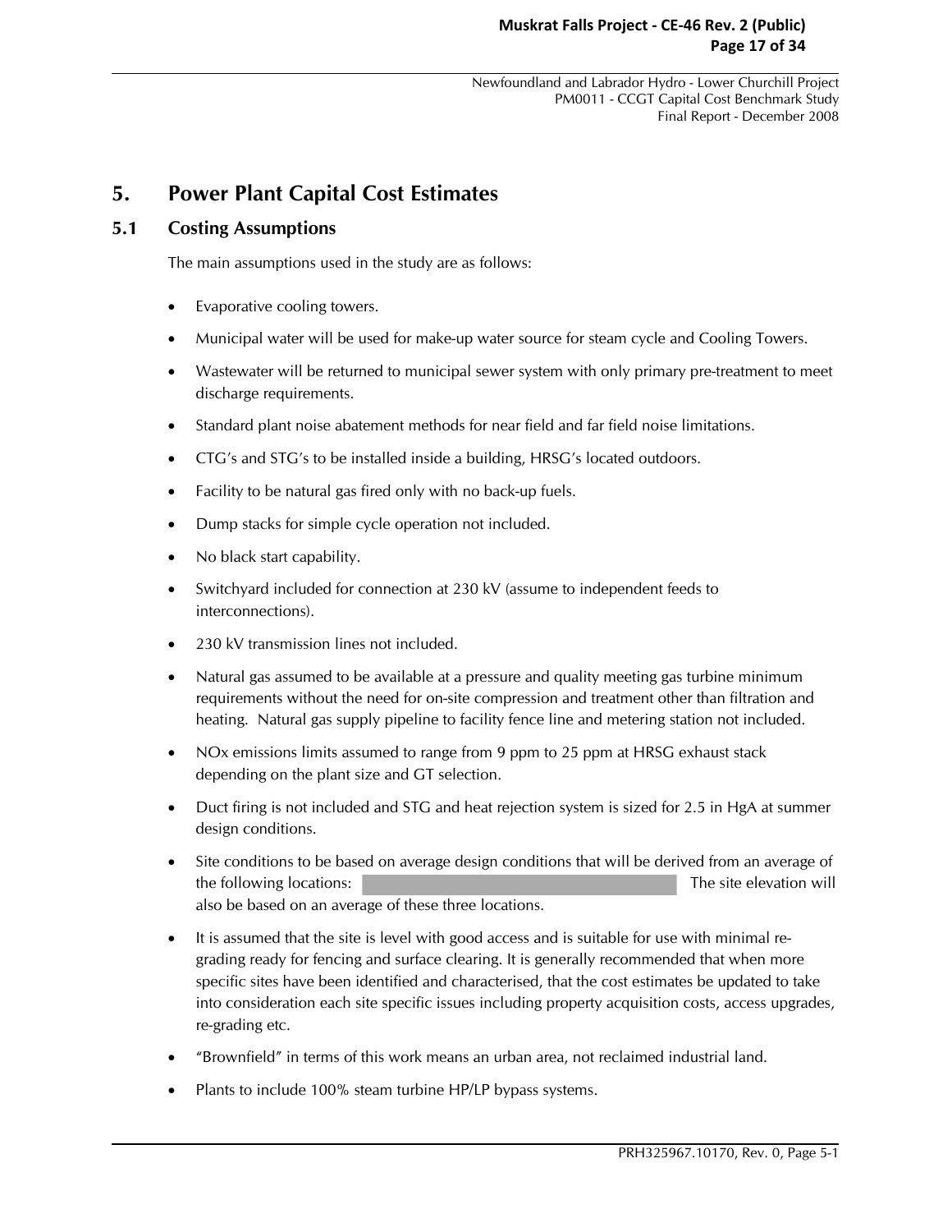# 5. Power Plant Capital Cost Estimates

## 5.1 Costing Assumptions

The main assumptions used in the study are as follows:

- Evaporative cooling towers.
- Municipal water will be used for make-up water source for steam cycle and Cooling Towers.
- Wastewater will be returned to municipal sewer system with only primary pre-treatment to meet discharge requirements.
- Standard plant noise abatement methods for near field and far field noise limitations.
- CTG's and STG's to be installed inside a building, HRSG's located outdoors.
- Facility to be natural gas fired only with no back-up fuels.
- Dump stacks for simple cycle operation not included.
- No black start capability.
- Switchyard included for connection at 230 kV (assume to independent feeds to interconnections).
- 230 kV transmission lines not included.
- Natural gas assumed to be available at a pressure and quality meeting gas turbine minimum requirements without the need for on-site compression and treatment other than filtration and heating. Natural gas supply pipeline to facility fence line and metering station not included.
- NOx emissions limits assumed to range from 9 ppm to 25 ppm at HRSG exhaust stack depending on the plant size and GT selection.
- Duct firing is not included and STG and heat rejection system is sized for 2.5 in HgA at summer design conditions.
- Site conditions to be based on average design conditions that will be derived from an average of the following locations: [REDACTED] The site elevation will also be based on an average of these three locations.
- It is assumed that the site is level with good access and is suitable for use with minimal re-grading ready for fencing and surface clearing. It is generally recommended that when more specific sites have been identified and characterised, that the cost estimates be updated to take into consideration each site specific issues including property acquisition costs, access upgrades, re-grading etc.
- "Brownfield" in terms of this work means an urban area, not reclaimed industrial land.
- Plants to include 100% steam turbine HP/LP bypass systems.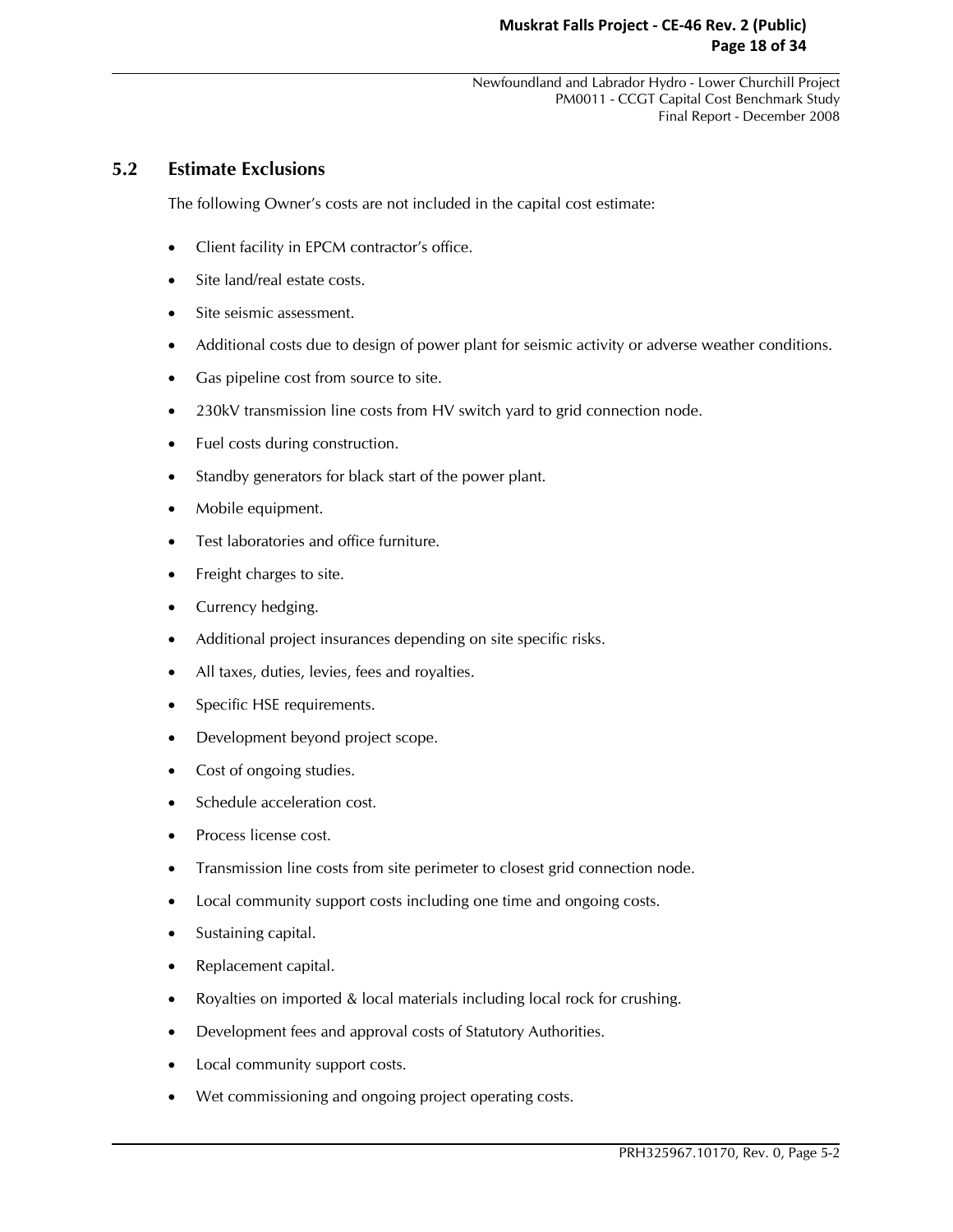## 5.2 Estimate Exclusions

The following Owner's costs are not included in the capital cost estimate:

- Client facility in EPCM contractor's office.
- Site land/real estate costs.
- Site seismic assessment.
- Additional costs due to design of power plant for seismic activity or adverse weather conditions.
- Gas pipeline cost from source to site.
- 230kV transmission line costs from HV switch yard to grid connection node.
- Fuel costs during construction.
- Standby generators for black start of the power plant.
- Mobile equipment.
- Test laboratories and office furniture.
- Freight charges to site.
- Currency hedging.
- Additional project insurances depending on site specific risks.
- All taxes, duties, levies, fees and royalties.
- Specific HSE requirements.
- Development beyond project scope.
- Cost of ongoing studies.
- Schedule acceleration cost.
- Process license cost.
- Transmission line costs from site perimeter to closest grid connection node.
- Local community support costs including one time and ongoing costs.
- Sustaining capital.
- Replacement capital.
- Royalties on imported & local materials including local rock for crushing.
- Development fees and approval costs of Statutory Authorities.
- Local community support costs.
- Wet commissioning and ongoing project operating costs.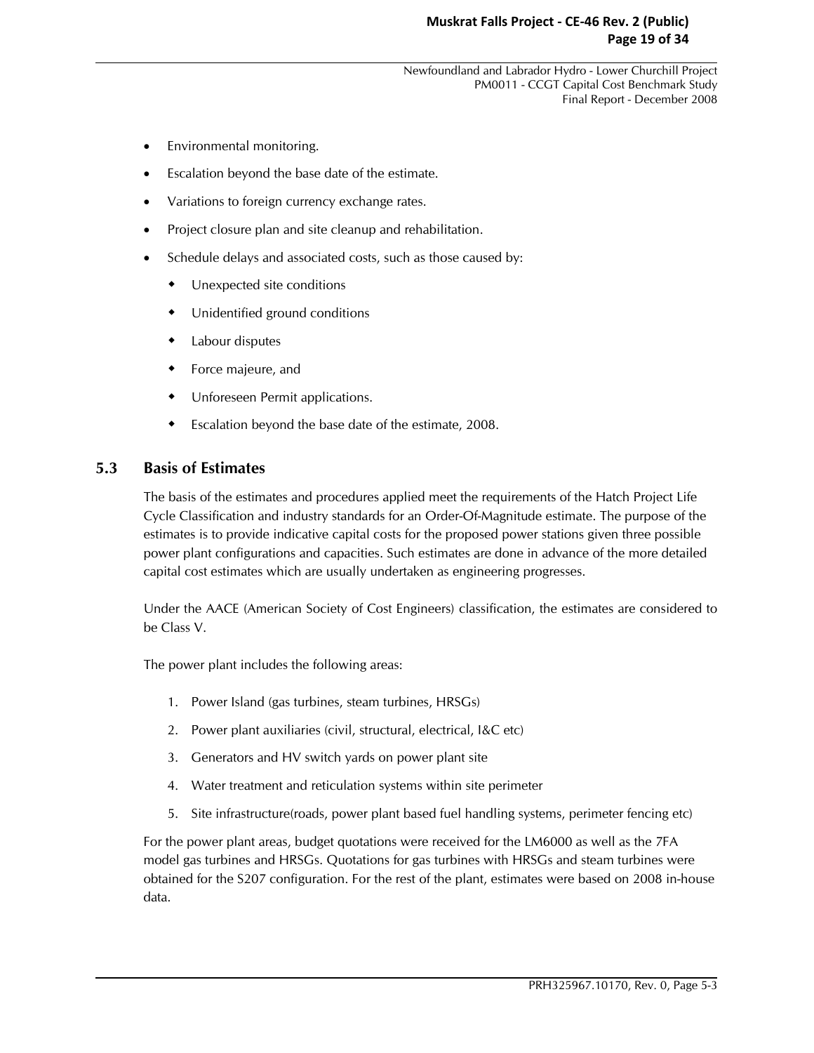- Environmental monitoring.
- Escalation beyond the base date of the estimate.
- Variations to foreign currency exchange rates.
- Project closure plan and site cleanup and rehabilitation.
- Schedule delays and associated costs, such as those caused by:
  - Unexpected site conditions
  - Unidentified ground conditions
  - Labour disputes
  - Force majeure, and
  - Unforeseen Permit applications.
  - Escalation beyond the base date of the estimate, 2008.

## 5.3 Basis of Estimates

The basis of the estimates and procedures applied meet the requirements of the Hatch Project Life Cycle Classification and industry standards for an Order-Of-Magnitude estimate. The purpose of the estimates is to provide indicative capital costs for the proposed power stations given three possible power plant configurations and capacities. Such estimates are done in advance of the more detailed capital cost estimates which are usually undertaken as engineering progresses.

Under the AACE (American Society of Cost Engineers) classification, the estimates are considered to be Class V.

The power plant includes the following areas:

1. Power Island (gas turbines, steam turbines, HRSGs)
2. Power plant auxiliaries (civil, structural, electrical, I&C etc)
3. Generators and HV switch yards on power plant site
4. Water treatment and reticulation systems within site perimeter
5. Site infrastructure(roads, power plant based fuel handling systems, perimeter fencing etc)

For the power plant areas, budget quotations were received for the LM6000 as well as the 7FA model gas turbines and HRSGs. Quotations for gas turbines with HRSGs and steam turbines were obtained for the S207 configuration. For the rest of the plant, estimates were based on 2008 in-house data.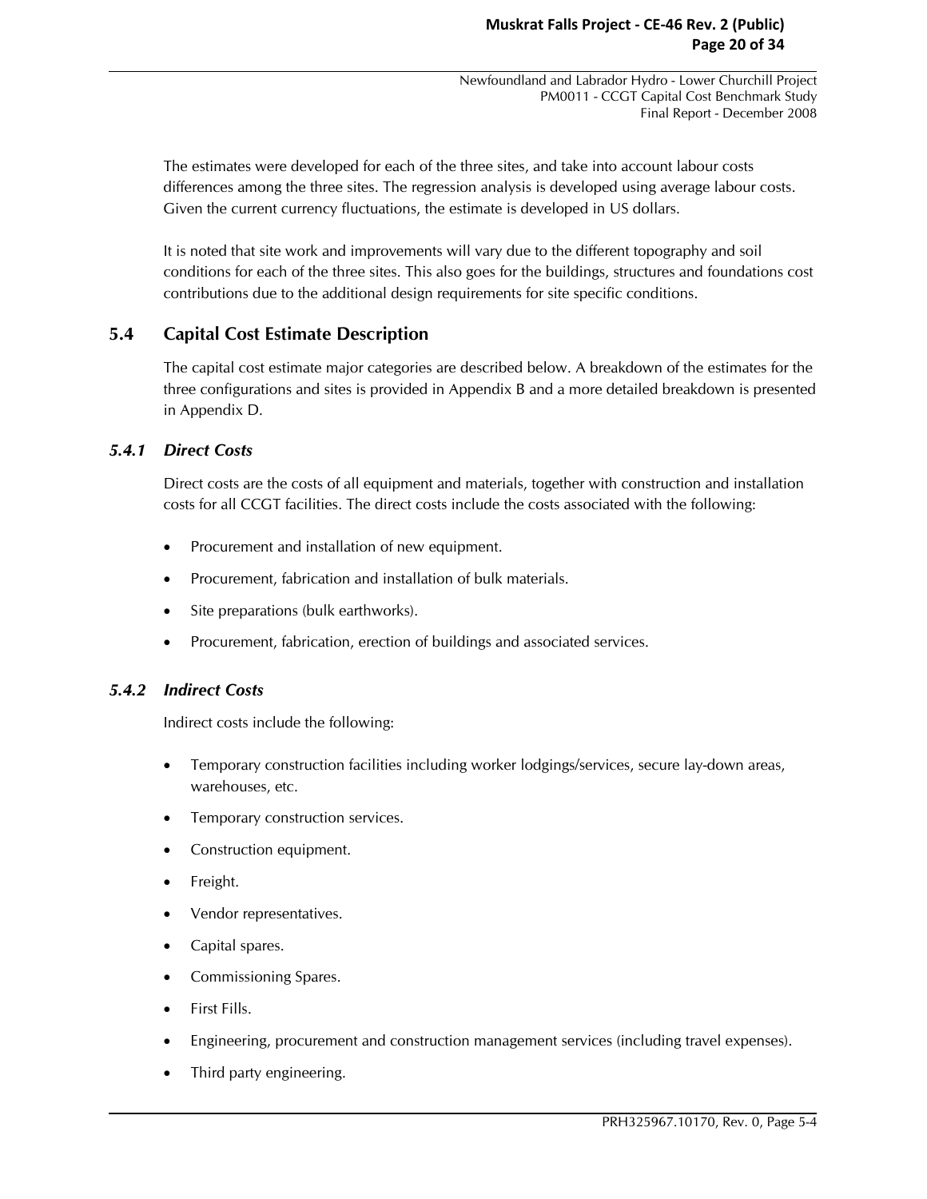The estimates were developed for each of the three sites, and take into account labour costs differences among the three sites. The regression analysis is developed using average labour costs. Given the current currency fluctuations, the estimate is developed in US dollars.

It is noted that site work and improvements will vary due to the different topography and soil conditions for each of the three sites. This also goes for the buildings, structures and foundations cost contributions due to the additional design requirements for site specific conditions.

## 5.4 Capital Cost Estimate Description

The capital cost estimate major categories are described below. A breakdown of the estimates for the three configurations and sites is provided in Appendix B and a more detailed breakdown is presented in Appendix D.

### *5.4.1 Direct Costs*

Direct costs are the costs of all equipment and materials, together with construction and installation costs for all CCGT facilities. The direct costs include the costs associated with the following:

- Procurement and installation of new equipment.
- Procurement, fabrication and installation of bulk materials.
- Site preparations (bulk earthworks).
- Procurement, fabrication, erection of buildings and associated services.

### *5.4.2 Indirect Costs*

Indirect costs include the following:

- Temporary construction facilities including worker lodgings/services, secure lay-down areas, warehouses, etc.
- Temporary construction services.
- Construction equipment.
- Freight.
- Vendor representatives.
- Capital spares.
- Commissioning Spares.
- First Fills.
- Engineering, procurement and construction management services (including travel expenses).
- Third party engineering.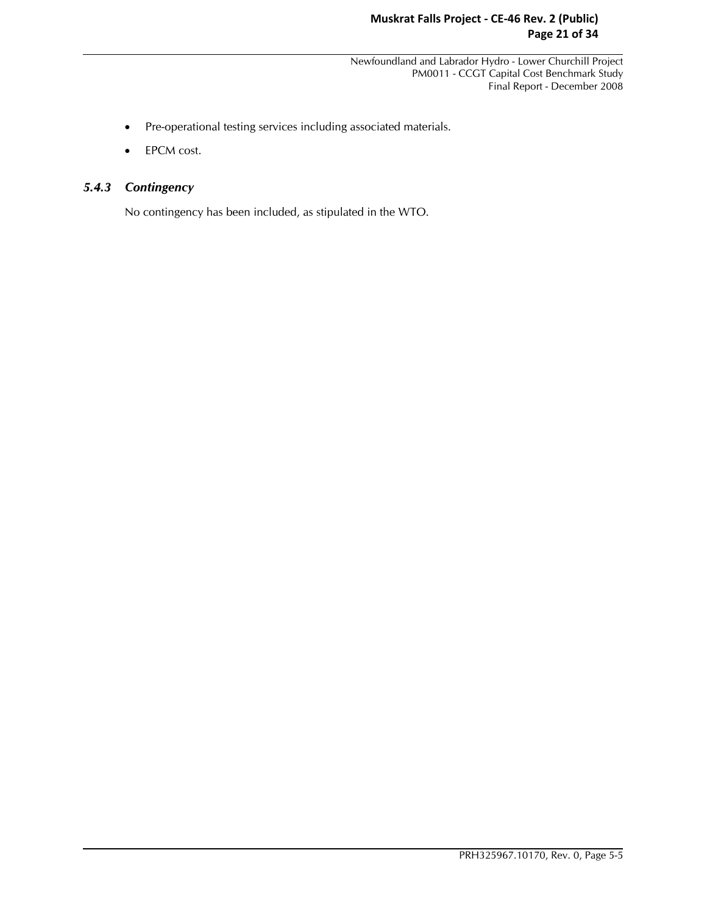- Pre-operational testing services including associated materials.
- EPCM cost.

### *5.4.3 Contingency*

No contingency has been included, as stipulated in the WTO.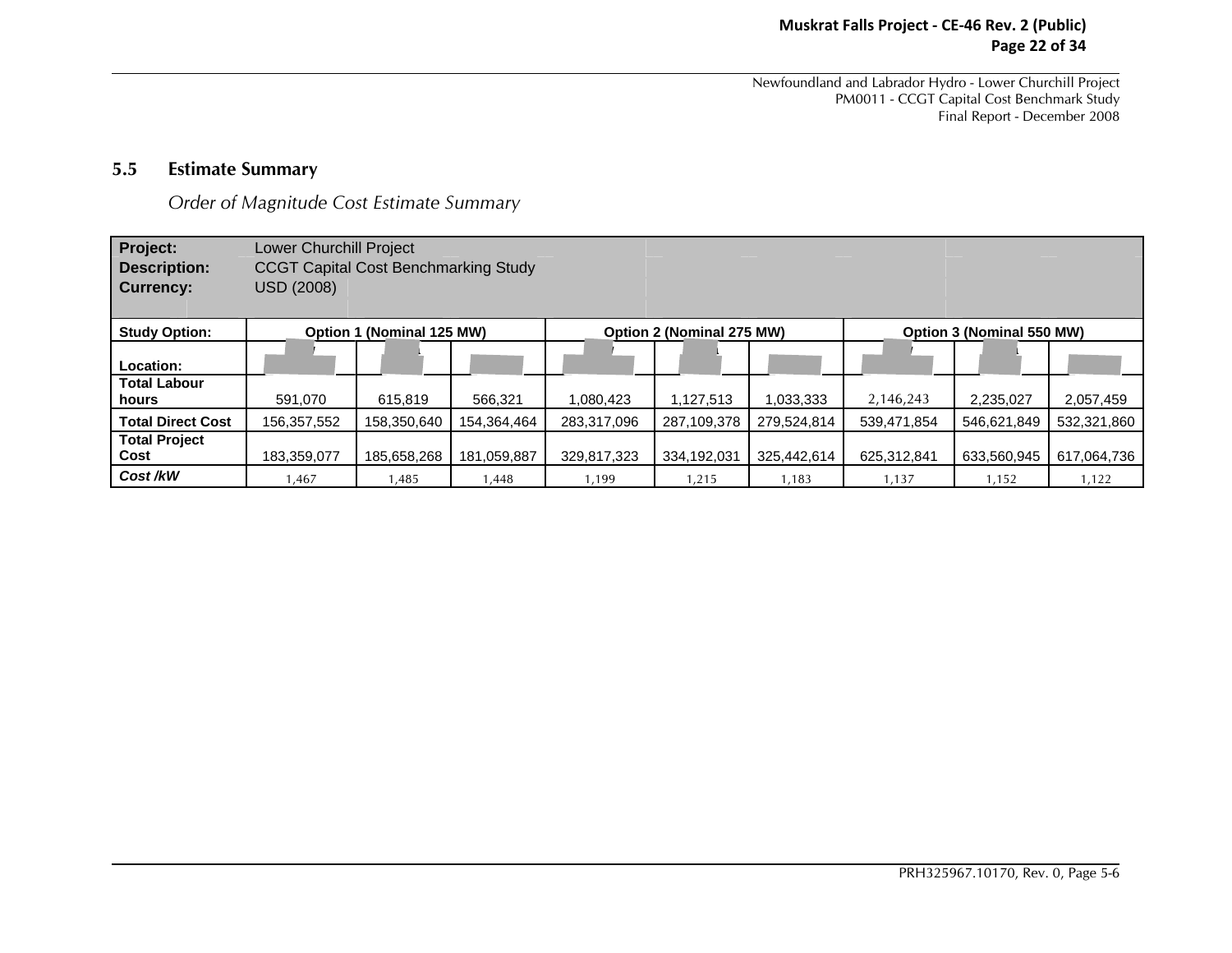## 5.5 Estimate Summary

*Order of Magnitude Cost Estimate Summary*

| **Project:** | Lower Churchill Project | | | | | | | | |
|---|---|---|---|---|---|---|---|---|---|
| **Description:** | CCGT Capital Cost Benchmarking Study | | | | | | | | |
| **Currency:** | USD (2008) | | | | | | | | |
| **Study Option:** | **Option 1 (Nominal 125 MW)** | | | **Option 2 (Nominal 275 MW)** | | | **Option 3 (Nominal 550 MW)** | | |
| **Location:** | | | | | | | | | |
| **Total Labour hours** | 591,070 | 615,819 | 566,321 | 1,080,423 | 1,127,513 | 1,033,333 | 2,146,243 | 2,235,027 | 2,057,459 |
| **Total Direct Cost** | 156,357,552 | 158,350,640 | 154,364,464 | 283,317,096 | 287,109,378 | 279,524,814 | 539,471,854 | 546,621,849 | 532,321,860 |
| **Total Project Cost** | 183,359,077 | 185,658,268 | 181,059,887 | 329,817,323 | 334,192,031 | 325,442,614 | 625,312,841 | 633,560,945 | 617,064,736 |
| ***Cost /kW*** | 1,467 | 1,485 | 1,448 | 1,199 | 1,215 | 1,183 | 1,137 | 1,152 | 1,122 |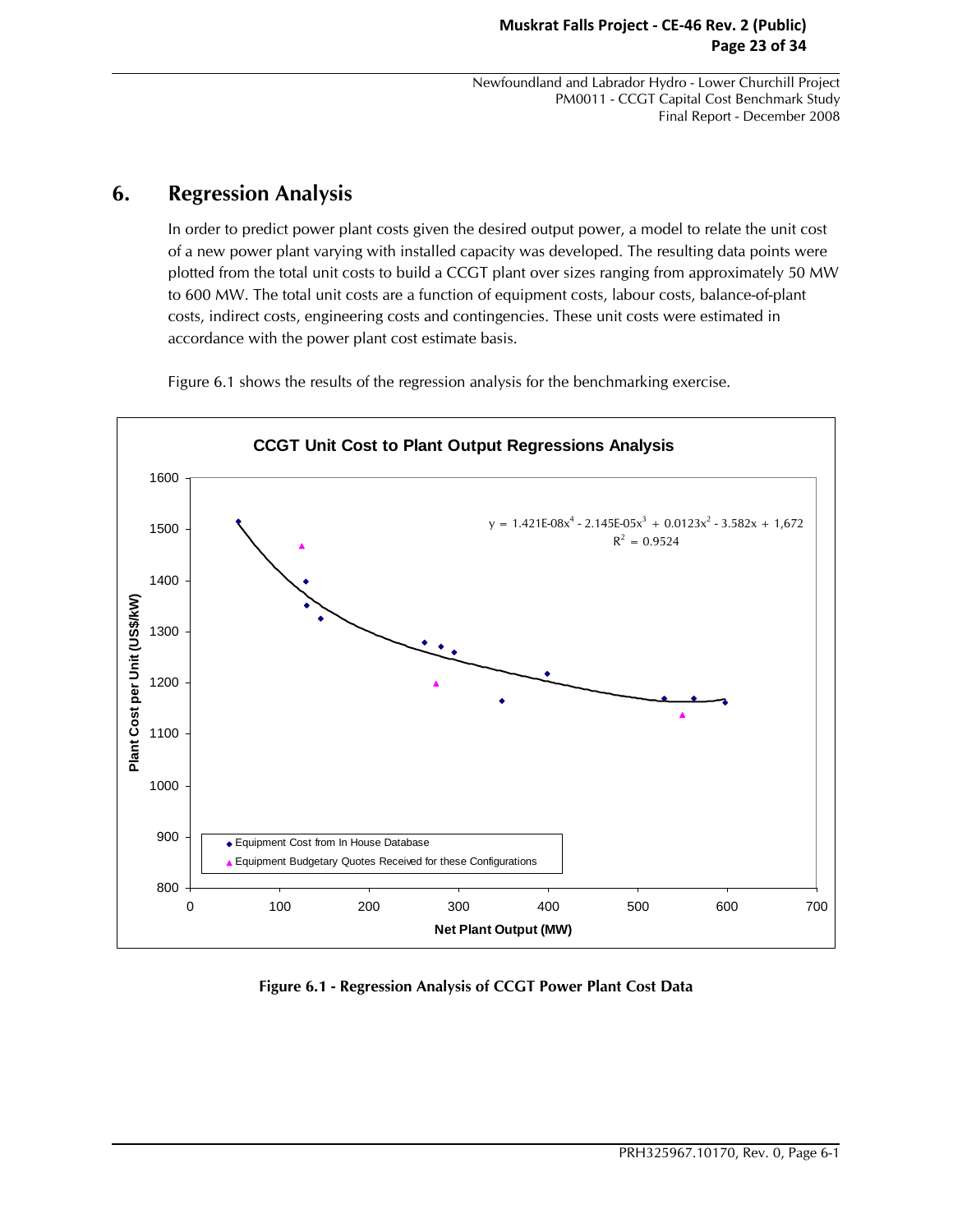# 6. Regression Analysis

In order to predict power plant costs given the desired output power, a model to relate the unit cost of a new power plant varying with installed capacity was developed. The resulting data points were plotted from the total unit costs to build a CCGT plant over sizes ranging from approximately 50 MW to 600 MW. The total unit costs are a function of equipment costs, labour costs, balance-of-plant costs, indirect costs, engineering costs and contingencies. These unit costs were estimated in accordance with the power plant cost estimate basis.

Figure 6.1 shows the results of the regression analysis for the benchmarking exercise.

**CCGT Unit Cost to Plant Output Regressions Analysis**

$$y = 1.421E\text{-}08x^4 - 2.145E\text{-}05x^3 + 0.0123x^2 - 3.582x + 1{,}672$$

$$R^2 = 0.9524$$

- Equipment Cost from In House Database
- Equipment Budgetary Quotes Received for these Configurations

Y-axis: Plant Cost per Unit (US$/kW); X-axis: Net Plant Output (MW)

**Figure 6.1 - Regression Analysis of CCGT Power Plant Cost Data**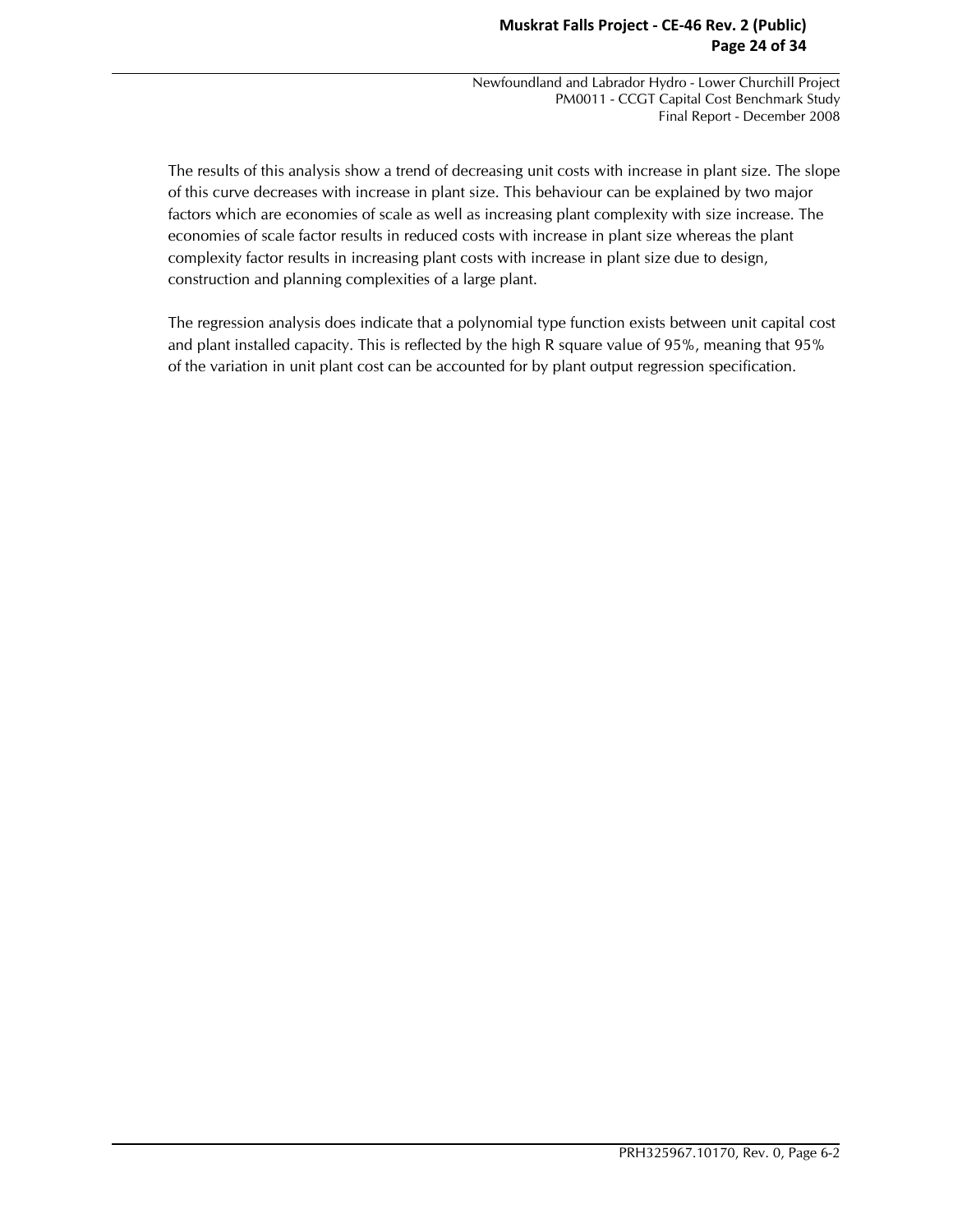The results of this analysis show a trend of decreasing unit costs with increase in plant size. The slope of this curve decreases with increase in plant size. This behaviour can be explained by two major factors which are economies of scale as well as increasing plant complexity with size increase. The economies of scale factor results in reduced costs with increase in plant size whereas the plant complexity factor results in increasing plant costs with increase in plant size due to design, construction and planning complexities of a large plant.

The regression analysis does indicate that a polynomial type function exists between unit capital cost and plant installed capacity. This is reflected by the high R square value of 95%, meaning that 95% of the variation in unit plant cost can be accounted for by plant output regression specification.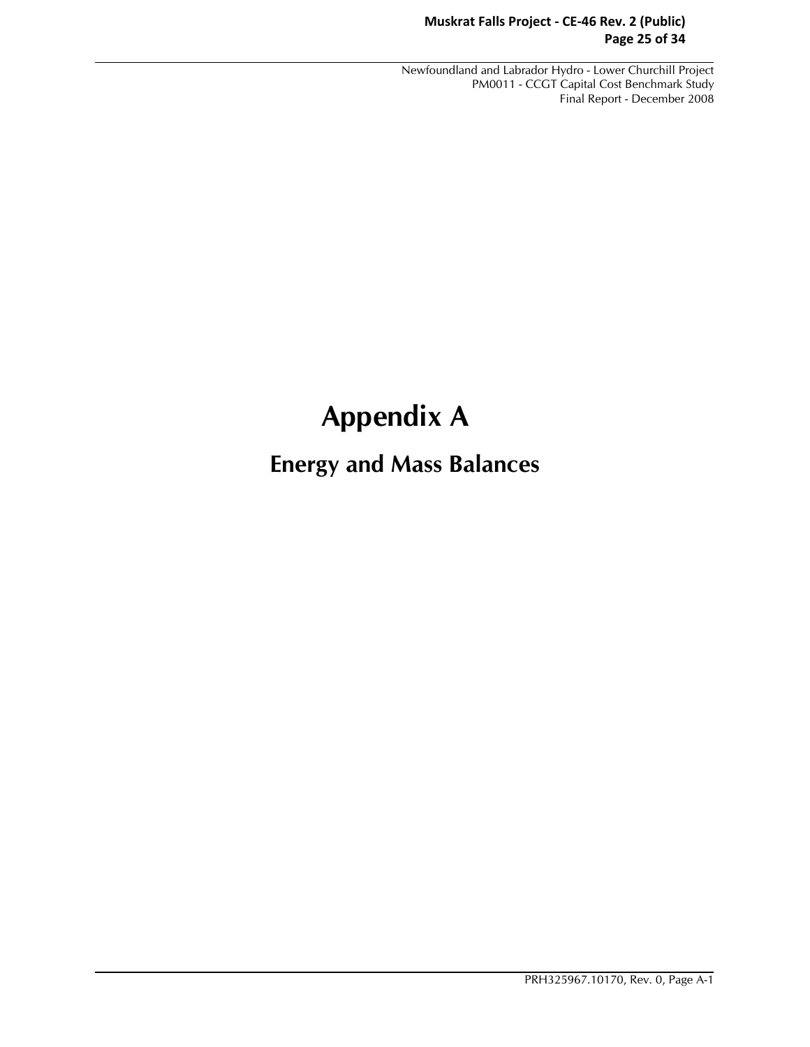# Appendix A

## Energy and Mass Balances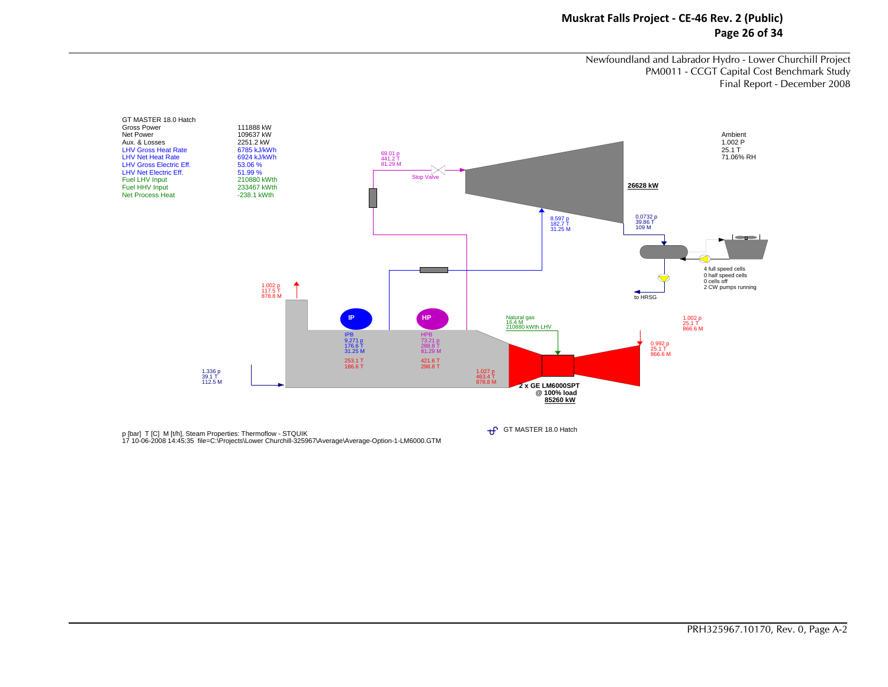Newfoundland and Labrador Hydro - Lower Churchill Project
PM0011 - CCGT Capital Cost Benchmark Study
Final Report - December 2008

GT MASTER 18.0 Hatch

| | |
|---|---|
| Gross Power | 111888 kW |
| Net Power | 109637 kW |
| Aux. & Losses | 2251.2 kW |
| LHV Gross Heat Rate | 6785 kJ/kWh |
| LHV Net Heat Rate | 6924 kJ/kWh |
| LHV Gross Electric Eff. | 53.06 % |
| LHV Net Electric Eff. | 51.99 % |
| Fuel LHV Input | 210880 kWth |
| Fuel HHV Input | 233467 kWth |
| Net Process Heat | -238.1 kWth |

Ambient
1.002 P
25.1 T
71.06% RH

69.01 p
441.2 T
81.29 M

Stop Valve

26628 kW

8.597 p
182.7 T
31.25 M

0.0732 p
39.86 T
109 M

4 full speed cells
0 half speed cells
0 cells off
2 CW pumps running

to HRSG

1.002 p
117.5 T
878.8 M

IP

HP

IPB
9.271 p
176.6 T
31.25 M

253.1 T
186.6 T

HPB
73.21 p
288.8 T
81.29 M

421.6 T
298.8 T

1.027 p
463.4 T
878.8 M

1.336 p
39.1 T
112.5 M

Natural gas
16.4 M
210880 kWth LHV

1.002 p
25.1 T
866.6 M

0.992 p
25.1 T
866.6 M

2 x GE LM6000SPT
@ 100% load
85260 kW

p [bar] T [C] M [t/h], Steam Properties: Thermoflow - STQUIK
17 10-06-2008 14:45:35 file=C:\Projects\Lower Churchill-325967\Average\Average-Option-1-LM6000.GTM

GT MASTER 18.0 Hatch

PRH325967.10170, Rev. 0, Page A-2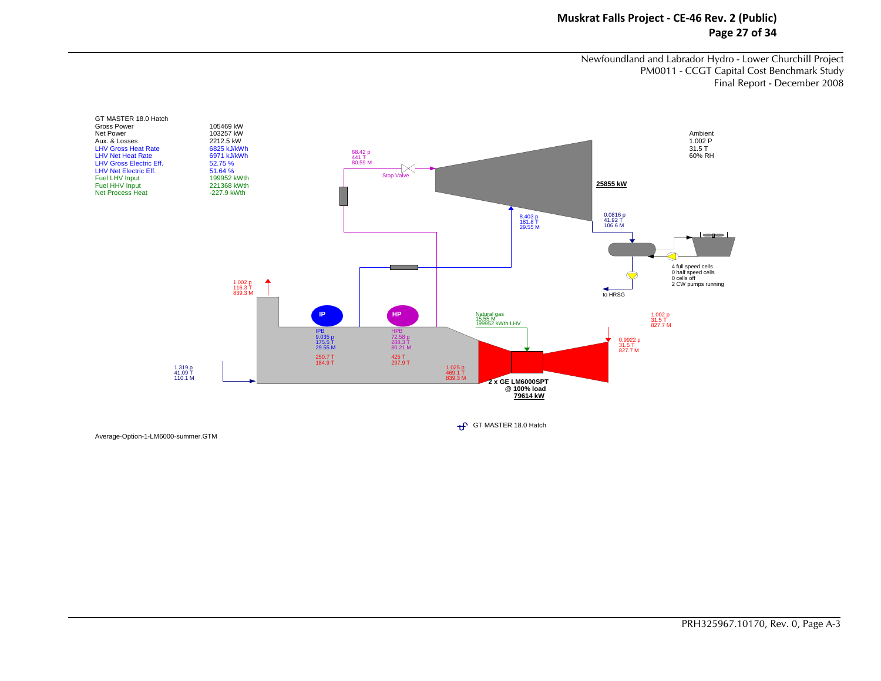GT MASTER 18.0 Hatch

| | |
|---|---|
| Gross Power | 105469 kW |
| Net Power | 103257 kW |
| Aux. & Losses | 2212.5 kW |
| LHV Gross Heat Rate | 6825 kJ/kWh |
| LHV Net Heat Rate | 6971 kJ/kWh |
| LHV Gross Electric Eff. | 52.75 % |
| LHV Net Electric Eff. | 51.64 % |
| Fuel LHV Input | 199952 kWth |
| Fuel HHV Input | 221368 kWth |
| Net Process Heat | -227.9 kWth |

Ambient
1.002 P
31.5 T
60% RH

68.42 p
441 T
80.59 M

Stop Valve

25855 kW

8.403 p
181.8 T
29.55 M

0.0816 p
41.92 T
106.6 M

4 full speed cells
0 half speed cells
0 cells off
2 CW pumps running

to HRSG

1.002 p
116.3 T
839.3 M

IP

HP

IPB
9.035 p
175.5 T
29.55 M

250.7 T
184.9 T

HPB
72.58 p
288.3 T
80.21 M

425 T
297.9 T

Natural gas
15.55 M
199952 kWth LHV

1.002 p
31.5 T
827.7 M

0.9922 p
31.5 T
827.7 M

1.319 p
41.09 T
110.1 M

1.025 p
469.1 T
839.3 M

2 x GE LM6000SPT
@ 100% load
79614 kW

GT MASTER 18.0 Hatch

Average-Option-1-LM6000-summer.GTM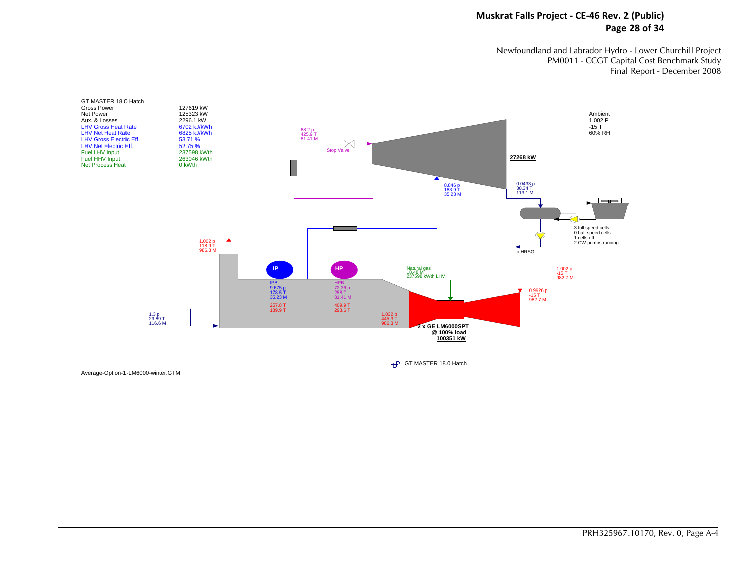Newfoundland and Labrador Hydro - Lower Churchill Project
PM0011 - CCGT Capital Cost Benchmark Study
Final Report - December 2008

GT MASTER 18.0 Hatch

| | |
|---|---|
| Gross Power | 127619 kW |
| Net Power | 125323 kW |
| Aux. & Losses | 2296.1 kW |
| LHV Gross Heat Rate | 6702 kJ/kWh |
| LHV Net Heat Rate | 6825 kJ/kWh |
| LHV Gross Electric Eff. | 53.71 % |
| LHV Net Electric Eff. | 52.75 % |
| Fuel LHV Input | 237598 kWth |
| Fuel HHV Input | 263046 kWth |
| Net Process Heat | 0 kWth |

Ambient
1.002 P
-15 T
60% RH

68.2 p
425.9 T
81.41 M

Stop Valve

27268 kW

8.846 p
183.9 T
35.23 M

0.0433 p
30.34 T
113.1 M

3 full speed cells
0 half speed cells
1 cells off
2 CW pumps running

to HRSG

1.002 p
118.9 T
986.3 M

IP

HP

IPB
9.675 p
178.5 T
35.23 M

257.8 T
189.9 T

HPB
72.36 p
288 T
81.41 M

409.9 T
298.6 T

1.032 p
445.3 T
986.3 M

Natural gas
18.48 M
237598 kWth LHV

1.002 p
-15 T
982.7 M

0.9926 p
-15 T
982.7 M

1.3 p
29.89 T
116.6 M

2 x GE LM6000SPT
@ 100% load
100351 kW

GT MASTER 18.0 Hatch

Average-Option-1-LM6000-winter.GTM

PRH325967.10170, Rev. 0, Page A-4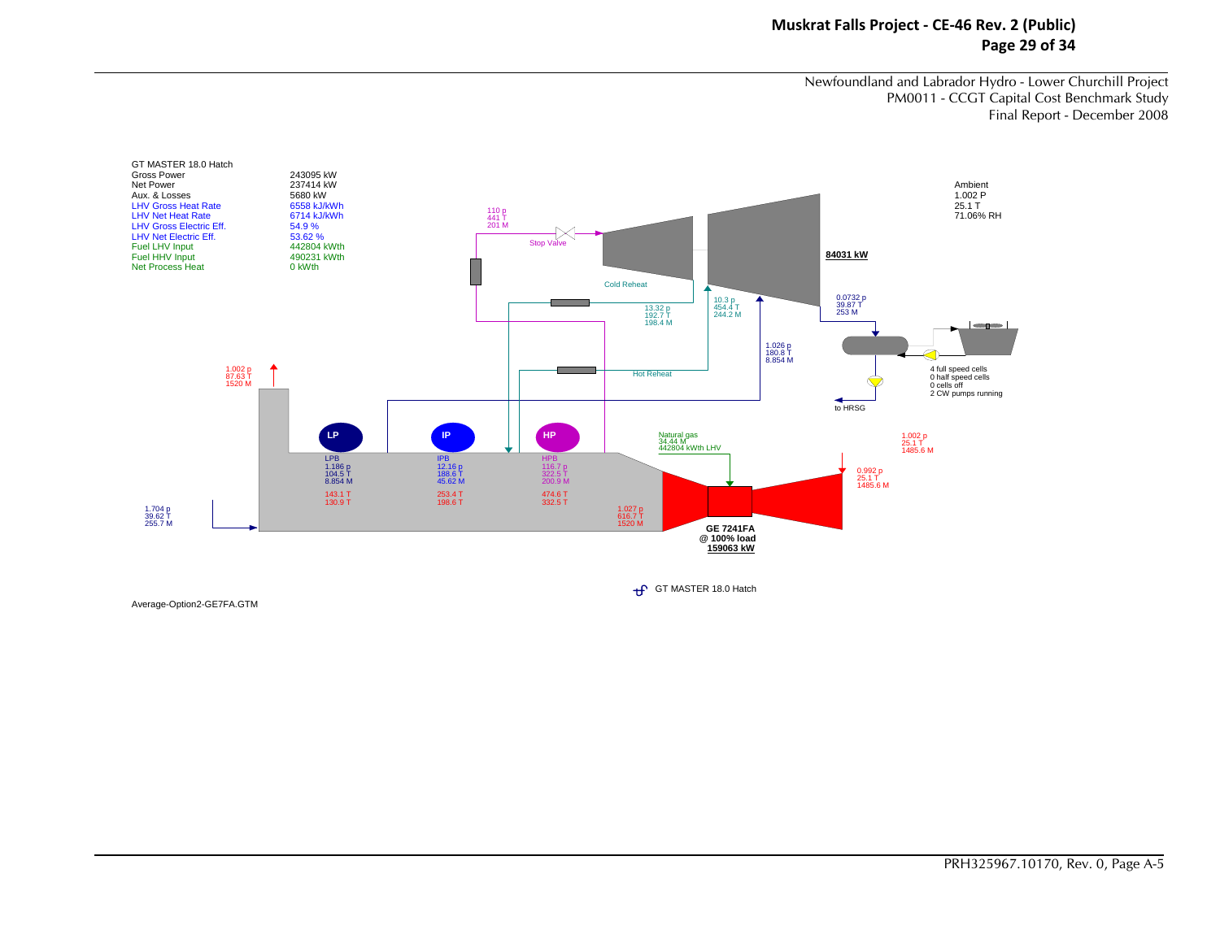Newfoundland and Labrador Hydro - Lower Churchill Project
PM0011 - CCGT Capital Cost Benchmark Study
Final Report - December 2008

GT MASTER 18.0 Hatch

| | |
|---|---|
| Gross Power | 243095 kW |
| Net Power | 237414 kW |
| Aux. & Losses | 5680 kW |
| LHV Gross Heat Rate | 6558 kJ/kWh |
| LHV Net Heat Rate | 6714 kJ/kWh |
| LHV Gross Electric Eff. | 54.9 % |
| LHV Net Electric Eff. | 53.62 % |
| Fuel LHV Input | 442804 kWth |
| Fuel HHV Input | 490231 kWth |
| Net Process Heat | 0 kWth |

Ambient
1.002 P
25.1 T
71.06% RH

110 p
441 T
201 M

Stop Valve

84031 kW

Cold Reheat

13.32 p
192.7 T
198.4 M

10.3 p
454.4 T
244.2 M

0.0732 p
39.87 T
253 M

1.026 p
180.8 T
8.854 M

Hot Reheat

4 full speed cells
0 half speed cells
0 cells off
2 CW pumps running

to HRSG

1.002 p
87.63 T
1520 M

LP

IP

HP

LPB
1.186 p
104.5 T
8.854 M

143.1 T
130.9 T

IPB
12.16 p
188.6 T
45.62 M

253.4 T
198.6 T

HPB
116.7 p
322.5 T
200.9 M

474.6 T
332.5 T

Natural gas
34.44 M
442804 kWth LHV

1.002 p
25.1 T
1485.6 M

0.992 p
25.1 T
1485.6 M

1.704 p
39.62 T
255.7 M

1.027 p
616.7 T
1520 M

GE 7241FA
@ 100% load
159063 kW

GT MASTER 18.0 Hatch

Average-Option2-GE7FA.GTM

PRH325967.10170, Rev. 0, Page A-5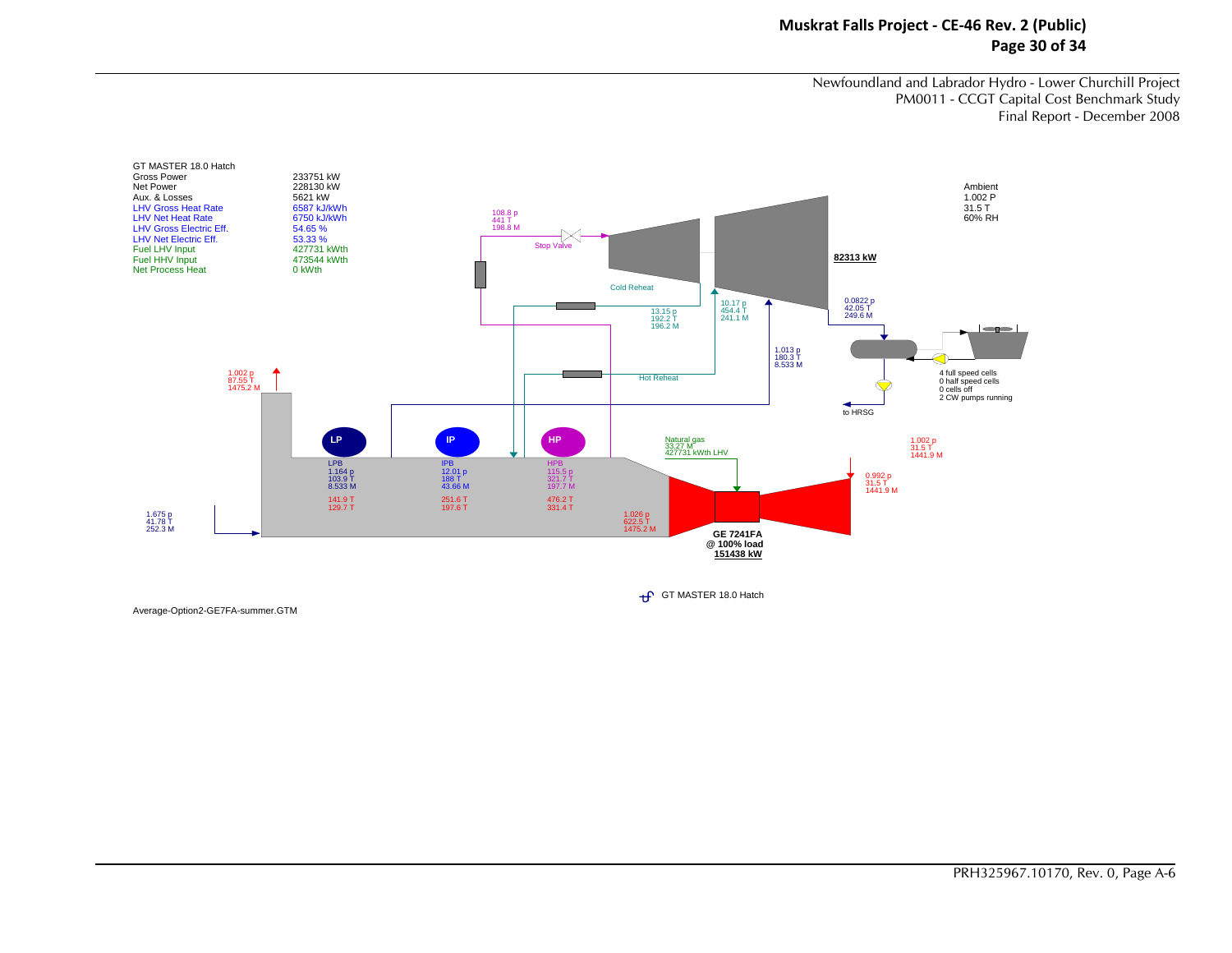Newfoundland and Labrador Hydro - Lower Churchill Project
PM0011 - CCGT Capital Cost Benchmark Study
Final Report - December 2008

GT MASTER 18.0 Hatch

| | |
|---|---|
| Gross Power | 233751 kW |
| Net Power | 228130 kW |
| Aux. & Losses | 5621 kW |
| LHV Gross Heat Rate | 6587 kJ/kWh |
| LHV Net Heat Rate | 6750 kJ/kWh |
| LHV Gross Electric Eff. | 54.65 % |
| LHV Net Electric Eff. | 53.33 % |
| Fuel LHV Input | 427731 kWth |
| Fuel HHV Input | 473544 kWth |
| Net Process Heat | 0 kWth |

Ambient
1.002 P
31.5 T
60% RH

108.8 p
441 T
198.8 M

Stop Valve

82313 kW

Cold Reheat

13.15 p
192.2 T
196.2 M

10.17 p
454.4 T
241.1 M

0.0822 p
42.05 T
249.6 M

1.013 p
180.3 T
8.533 M

Hot Reheat

4 full speed cells
0 half speed cells
0 cells off
2 CW pumps running

to HRSG

1.002 p
87.55 T
1475.2 M

LP

IP

HP

Natural gas
33.27 M
427731 kWth LHV

1.002 p
31.5 T
1441.9 M

| LPB | IPB | HPB |
|---|---|---|
| 1.164 p | 12.01 p | 115.5 p |
| 103.9 T | 188 T | 321.7 T |
| 8.533 M | 43.66 M | 197.7 M |
| 141.9 T | 251.6 T | 476.2 T |
| 129.7 T | 197.6 T | 331.4 T |

0.992 p
31.5 T
1441.9 M

1.675 p
41.78 T
252.3 M

1.026 p
622.5 T
1475.2 M

**GE 7241FA**
**@ 100% load**
**151438 kW**

GT MASTER 18.0 Hatch

Average-Option2-GE7FA-summer.GTM

PRH325967.10170, Rev. 0, Page A-6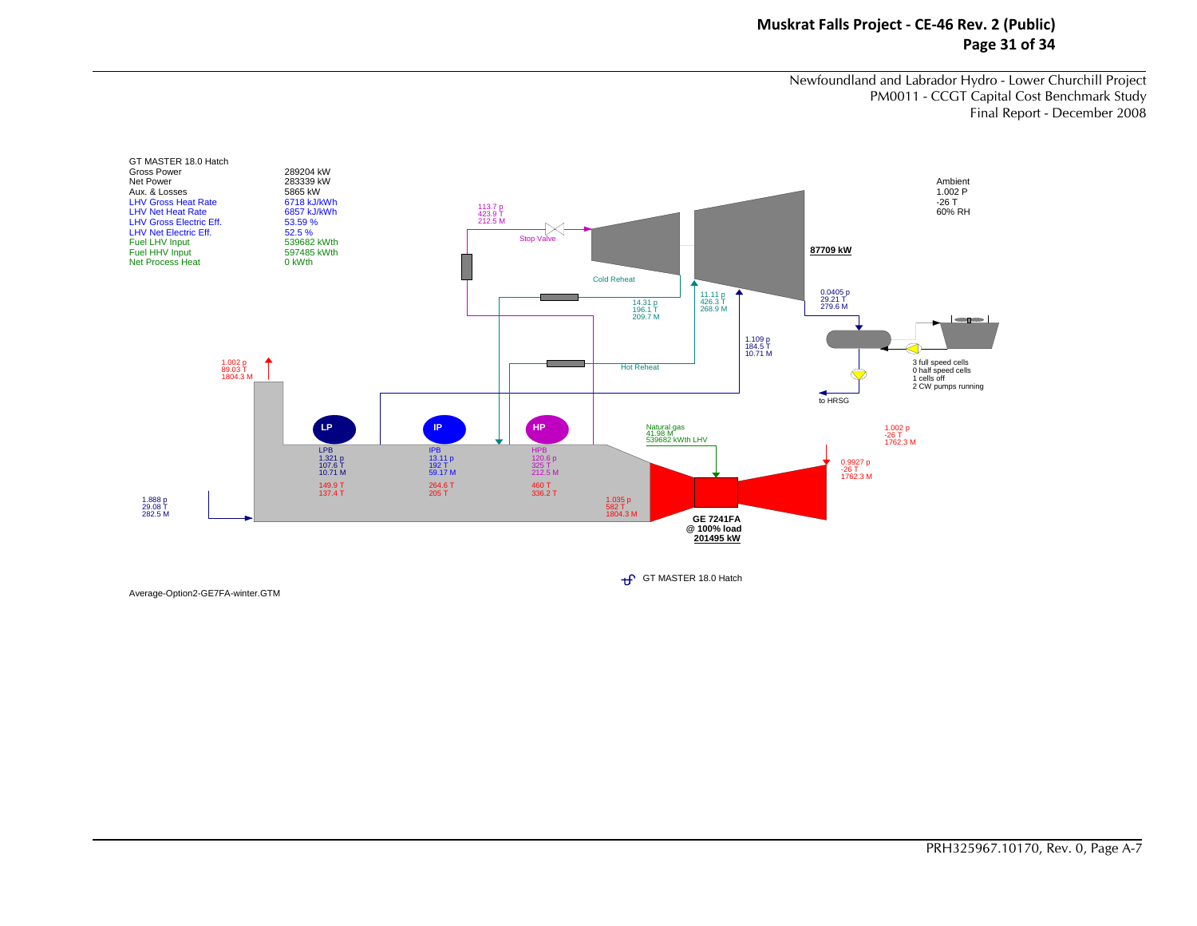Newfoundland and Labrador Hydro - Lower Churchill Project
PM0011 - CCGT Capital Cost Benchmark Study
Final Report - December 2008

GT MASTER 18.0 Hatch

| | |
|---|---|
| Gross Power | 289204 kW |
| Net Power | 283339 kW |
| Aux. & Losses | 5865 kW |
| LHV Gross Heat Rate | 6718 kJ/kWh |
| LHV Net Heat Rate | 6857 kJ/kWh |
| LHV Gross Electric Eff. | 53.59 % |
| LHV Net Electric Eff. | 52.5 % |
| Fuel LHV Input | 539682 kWth |
| Fuel HHV Input | 597485 kWth |
| Net Process Heat | 0 kWth |

Ambient
1.002 P
-26 T
60% RH

113.7 p
423.9 T
212.5 M

Stop Valve

87709 kW

Cold Reheat

14.31 p
196.1 T
209.7 M

11.11 p
426.3 T
268.9 M

0.0405 p
29.21 T
279.6 M

1.109 p
184.5 T
10.71 M

Hot Reheat

3 full speed cells
0 half speed cells
1 cells off
2 CW pumps running

to HRSG

1.002 p
89.03 T
1804.3 M

LP

IP

HP

LPB
1.321 p
107.6 T
10.71 M

149.9 T
137.4 T

IPB
13.11 p
192 T
59.17 M

264.6 T
205 T

HPB
120.6 p
325 T
212.5 M

460 T
336.2 T

Natural gas
41.98 M
539682 kWth LHV

1.002 p
-26 T
1762.3 M

0.9927 p
-26 T
1762.3 M

1.888 p
29.08 T
282.5 M

1.035 p
582 T
1804.3 M

GE 7241FA
@ 100% load
201495 kW

GT MASTER 18.0 Hatch

Average-Option2-GE7FA-winter.GTM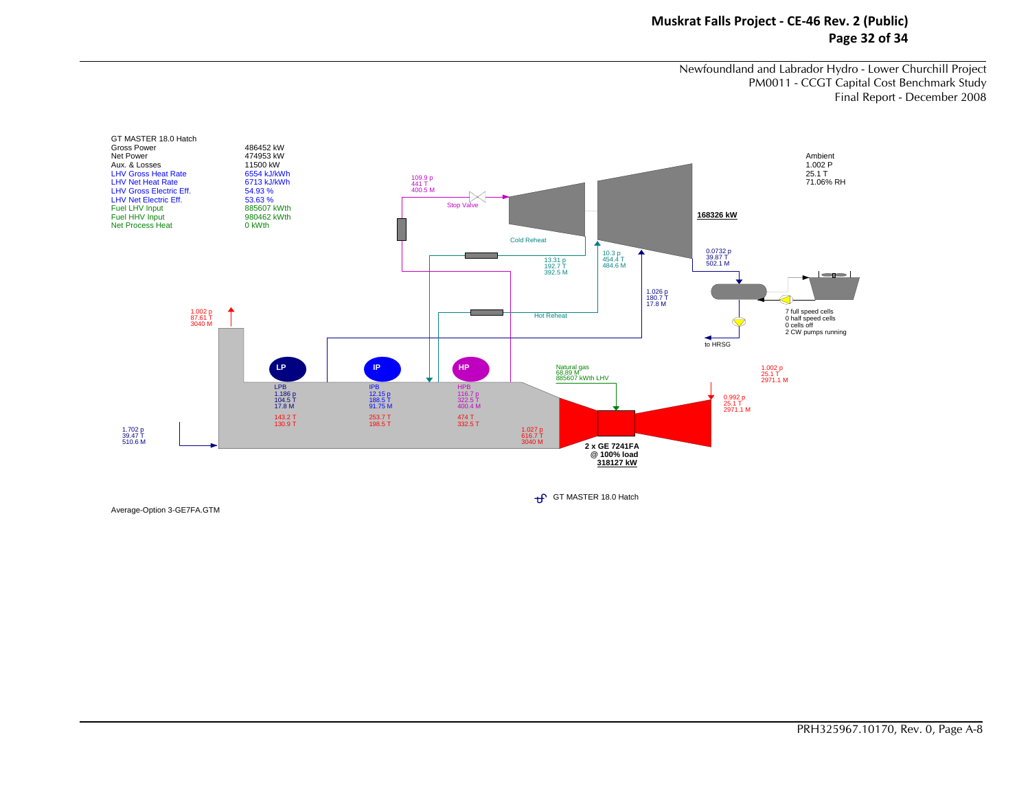GT MASTER 18.0 Hatch

| | |
|---|---|
| Gross Power | 486452 kW |
| Net Power | 474953 kW |
| Aux. & Losses | 11500 kW |
| LHV Gross Heat Rate | 6554 kJ/kWh |
| LHV Net Heat Rate | 6713 kJ/kWh |
| LHV Gross Electric Eff. | 54.93 % |
| LHV Net Electric Eff. | 53.63 % |
| Fuel LHV Input | 885607 kWth |
| Fuel HHV Input | 980462 kWth |
| Net Process Heat | 0 kWth |

Ambient
1.002 P
25.1 T
71.06% RH

109.9 p
441 T
400.5 M

Stop Valve

168326 kW

Cold Reheat

13.31 p
192.7 T
392.5 M

10.3 p
454.4 T
484.6 M

0.0732 p
39.87 T
502.1 M

1.026 p
180.7 T
17.8 M

Hot Reheat

7 full speed cells
0 half speed cells
0 cells off
2 CW pumps running

to HRSG

1.002 p
87.61 T
3040 M

LP

IP

HP

LPB
1.186 p
104.5 T
17.8 M

143.2 T
130.9 T

IPB
12.15 p
188.5 T
91.75 M

253.7 T
198.5 T

HPB
116.7 p
322.5 T
400.4 M

474 T
332.5 T

Natural gas
68.89 M
885607 kWth LHV

1.002 p
25.1 T
2971.1 M

0.992 p
25.1 T
2971.1 M

1.702 p
39.47 T
510.6 M

1.027 p
616.7 T
3040 M

2 x GE 7241FA
@ 100% load
318127 kW

GT MASTER 18.0 Hatch

Average-Option 3-GE7FA.GTM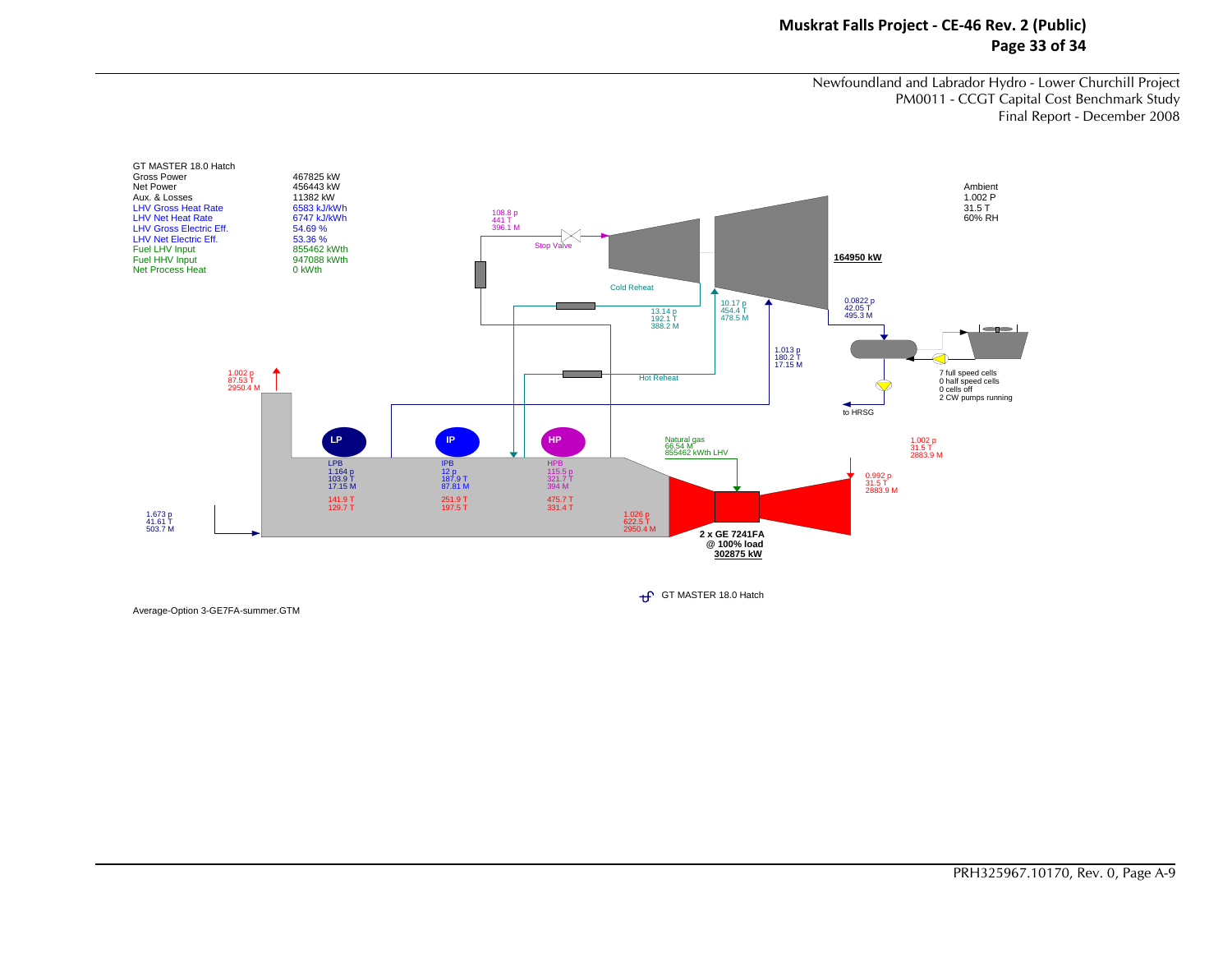Newfoundland and Labrador Hydro - Lower Churchill Project
PM0011 - CCGT Capital Cost Benchmark Study
Final Report - December 2008

GT MASTER 18.0 Hatch

| | |
|---|---|
| Gross Power | 467825 kW |
| Net Power | 456443 kW |
| Aux. & Losses | 11382 kW |
| LHV Gross Heat Rate | 6583 kJ/kWh |
| LHV Net Heat Rate | 6747 kJ/kWh |
| LHV Gross Electric Eff. | 54.69 % |
| LHV Net Electric Eff. | 53.36 % |
| Fuel LHV Input | 855462 kWth |
| Fuel HHV Input | 947088 kWth |
| Net Process Heat | 0 kWth |

Ambient
1.002 P
31.5 T
60% RH

108.8 p
441 T
396.1 M

Stop Valve

164950 kW

Cold Reheat

13.14 p
192.1 T
388.2 M

10.17 p
454.4 T
478.5 M

0.0822 p
42.05 T
495.3 M

1.013 p
180.2 T
17.15 M

Hot Reheat

7 full speed cells
0 half speed cells
0 cells off
2 CW pumps running

to HRSG

1.002 p
87.53 T
2950.4 M

LP | IP | HP

LPB
1.164 p
103.9 T
17.15 M

141.9 T
129.7 T

IPB
12 p
187.9 T
87.81 M

251.9 T
197.5 T

HPB
115.5 p
321.7 T
394 M

475.7 T
331.4 T

Natural gas
66.54 M
855462 kWth LHV

1.002 p
31.5 T
2883.9 M

0.992 p
31.5 T
2883.9 M

1.673 p
41.61 T
503.7 M

1.026 p
622.5 T
2950.4 M

2 x GE 7241FA
@ 100% load
302875 kW

GT MASTER 18.0 Hatch

Average-Option 3-GE7FA-summer.GTM

PRH325967.10170, Rev. 0, Page A-9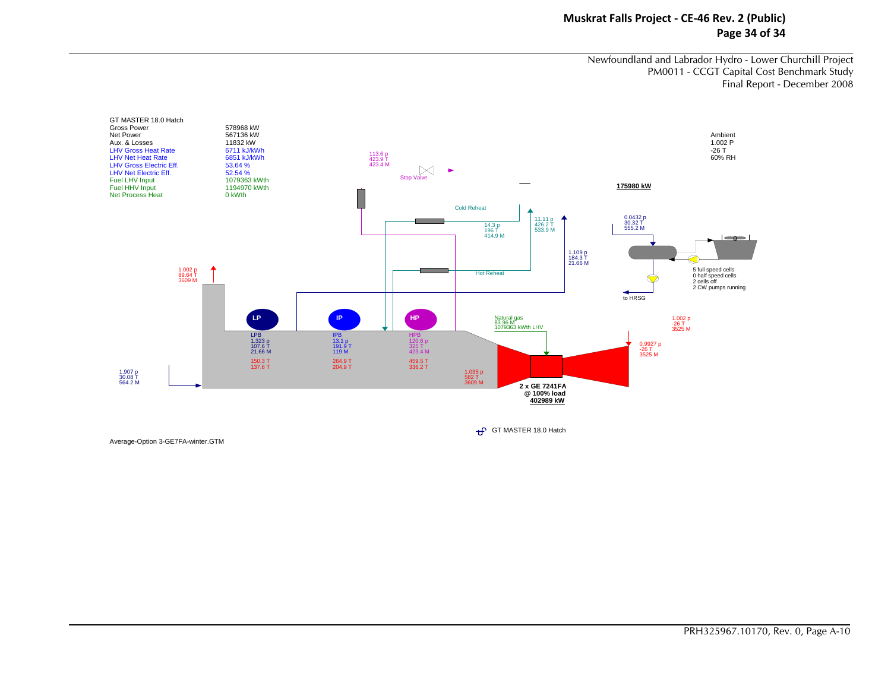Newfoundland and Labrador Hydro - Lower Churchill Project
PM0011 - CCGT Capital Cost Benchmark Study
Final Report - December 2008

GT MASTER 18.0 Hatch

| | |
|---|---|
| Gross Power | 578968 kW |
| Net Power | 567136 kW |
| Aux. & Losses | 11832 kW |
| LHV Gross Heat Rate | 6711 kJ/kWh |
| LHV Net Heat Rate | 6851 kJ/kWh |
| LHV Gross Electric Eff. | 53.64 % |
| LHV Net Electric Eff. | 52.54 % |
| Fuel LHV Input | 1079363 kWth |
| Fuel HHV Input | 1194970 kWth |
| Net Process Heat | 0 kWth |

Ambient
1.002 P
-26 T
60% RH

113.6 p
423.9 T
423.4 M

Stop Valve

175980 kW

Cold Reheat

14.3 p
196 T
414.9 M

11.11 p
426.2 T
533.9 M

0.0432 p
30.32 T
555.2 M

1.109 p
184.3 T
21.66 M

Hot Reheat

5 full speed cells
0 half speed cells
2 cells off
2 CW pumps running

to HRSG

1.002 p
89.64 T
3609 M

LP

IP

HP

LPB
1.323 p
107.6 T
21.66 M

150.3 T
137.6 T

IPB
13.1 p
191.9 T
119 M

264.9 T
204.9 T

HPB
120.6 p
325 T
423.4 M

459.5 T
336.2 T

Natural gas
83.96 M
1079363 kWth LHV

1.002 p
-26 T
3525 M

0.9927 p
-26 T
3525 M

1.907 p
30.08 T
564.2 M

1.035 p
582 T
3609 M

2 x GE 7241FA
@ 100% load
402989 kW

GT MASTER 18.0 Hatch

Average-Option 3-GE7FA-winter.GTM

PRH325967.10170, Rev. 0, Page A-10